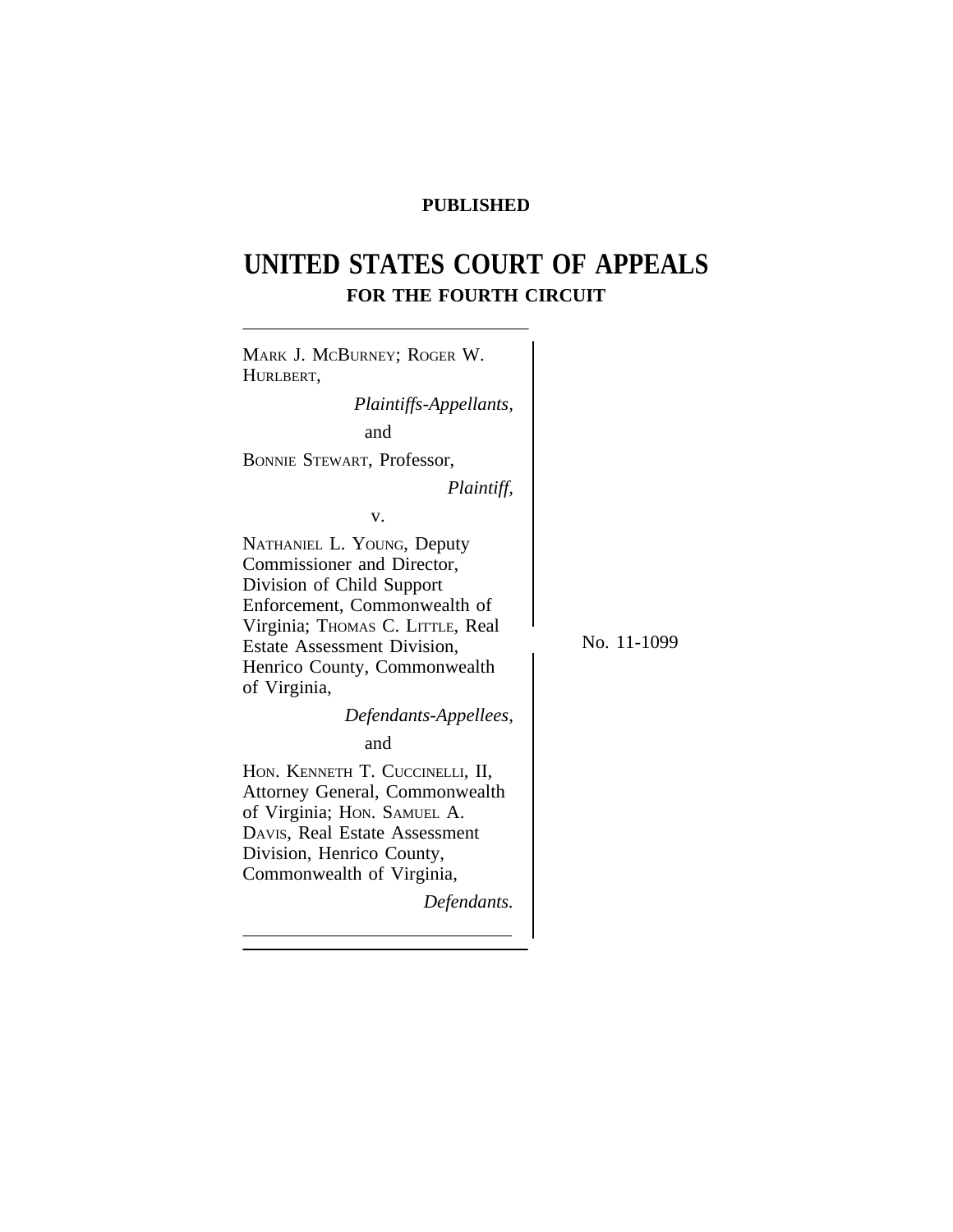**PUBLISHED**

# UNITED STATES COURT OF APPEALS
## FOR THE FOURTH CIRCUIT

MARK J. MCBURNEY; ROGER W. HURLBERT,

*Plaintiffs-Appellants,*

and

BONNIE STEWART, Professor,

*Plaintiff,*

v.

NATHANIEL L. YOUNG, Deputy Commissioner and Director, Division of Child Support Enforcement, Commonwealth of Virginia; THOMAS C. LITTLE, Real Estate Assessment Division, Henrico County, Commonwealth of Virginia,

*Defendants-Appellees,*

and

HON. KENNETH T. CUCCINELLI, II, Attorney General, Commonwealth of Virginia; HON. SAMUEL A. DAVIS, Real Estate Assessment Division, Henrico County, Commonwealth of Virginia,

*Defendants.*

No. 11-1099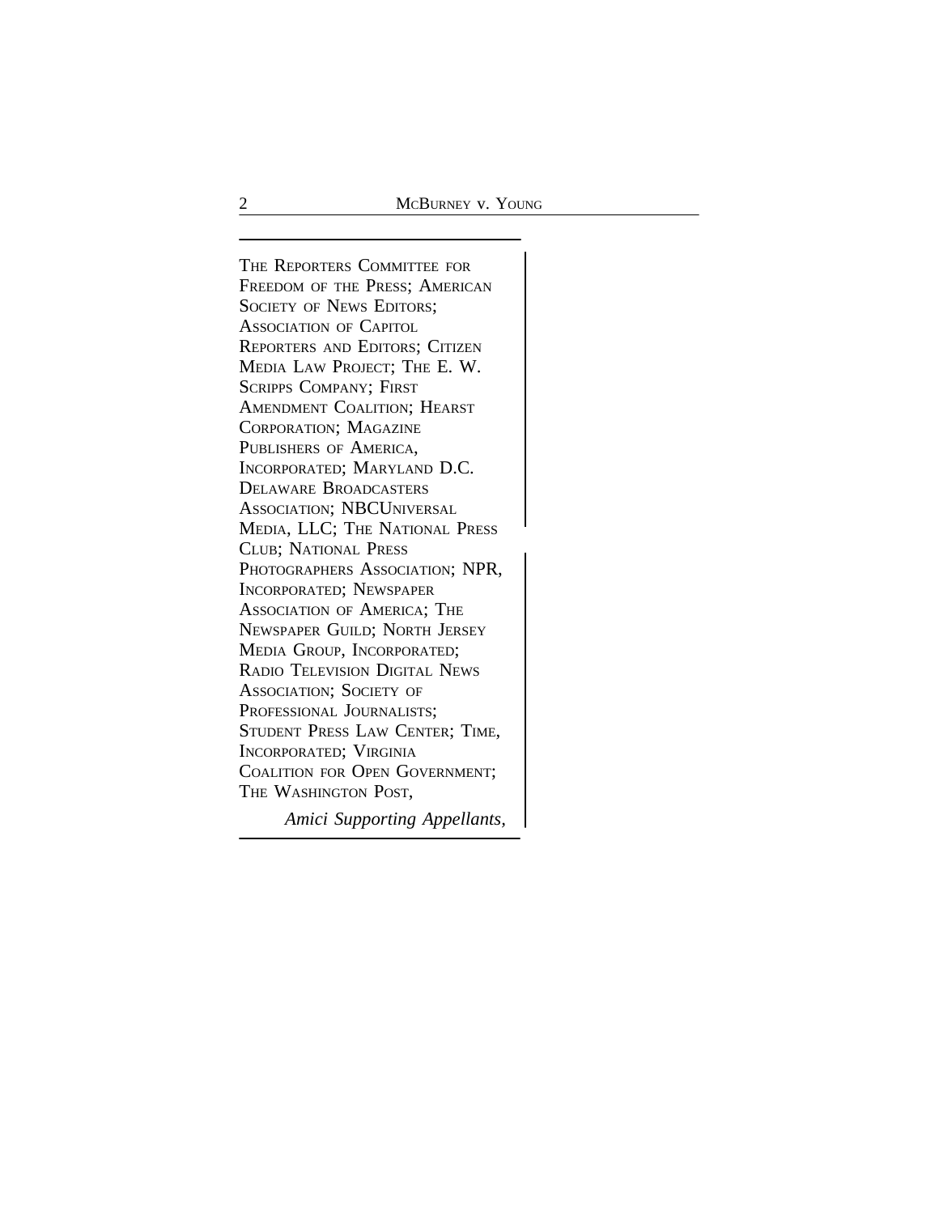THE REPORTERS COMMITTEE FOR FREEDOM OF THE PRESS; AMERICAN SOCIETY OF NEWS EDITORS; ASSOCIATION OF CAPITOL REPORTERS AND EDITORS; CITIZEN MEDIA LAW PROJECT; THE E. W. SCRIPPS COMPANY; FIRST AMENDMENT COALITION; HEARST CORPORATION; MAGAZINE PUBLISHERS OF AMERICA, INCORPORATED; MARYLAND D.C. DELAWARE BROADCASTERS ASSOCIATION; NBCUNIVERSAL MEDIA, LLC; THE NATIONAL PRESS CLUB; NATIONAL PRESS PHOTOGRAPHERS ASSOCIATION; NPR, INCORPORATED; NEWSPAPER ASSOCIATION OF AMERICA; THE NEWSPAPER GUILD; NORTH JERSEY MEDIA GROUP, INCORPORATED; RADIO TELEVISION DIGITAL NEWS ASSOCIATION; SOCIETY OF PROFESSIONAL JOURNALISTS; STUDENT PRESS LAW CENTER; TIME, INCORPORATED; VIRGINIA COALITION FOR OPEN GOVERNMENT; THE WASHINGTON POST,

*Amici Supporting Appellants,*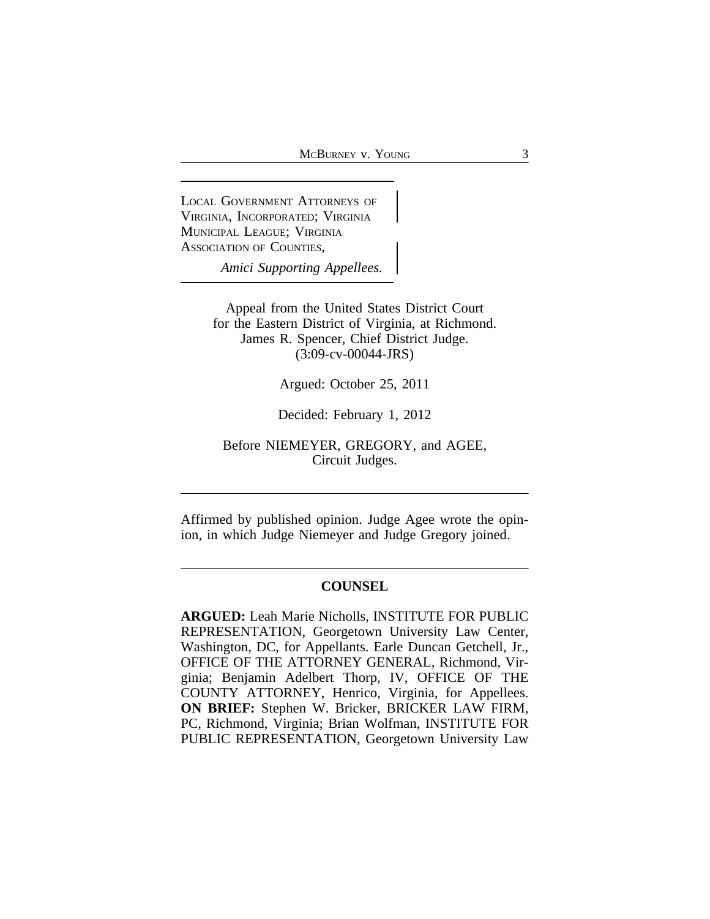LOCAL GOVERNMENT ATTORNEYS OF VIRGINIA, INCORPORATED; VIRGINIA MUNICIPAL LEAGUE; VIRGINIA ASSOCIATION OF COUNTIES,

*Amici Supporting Appellees.*

Appeal from the United States District Court for the Eastern District of Virginia, at Richmond. James R. Spencer, Chief District Judge. (3:09-cv-00044-JRS)

Argued: October 25, 2011

Decided: February 1, 2012

Before NIEMEYER, GREGORY, and AGEE, Circuit Judges.

---

Affirmed by published opinion. Judge Agee wrote the opinion, in which Judge Niemeyer and Judge Gregory joined.

---

## COUNSEL

**ARGUED:** Leah Marie Nicholls, INSTITUTE FOR PUBLIC REPRESENTATION, Georgetown University Law Center, Washington, DC, for Appellants. Earle Duncan Getchell, Jr., OFFICE OF THE ATTORNEY GENERAL, Richmond, Virginia; Benjamin Adelbert Thorp, IV, OFFICE OF THE COUNTY ATTORNEY, Henrico, Virginia, for Appellees. **ON BRIEF:** Stephen W. Bricker, BRICKER LAW FIRM, PC, Richmond, Virginia; Brian Wolfman, INSTITUTE FOR PUBLIC REPRESENTATION, Georgetown University Law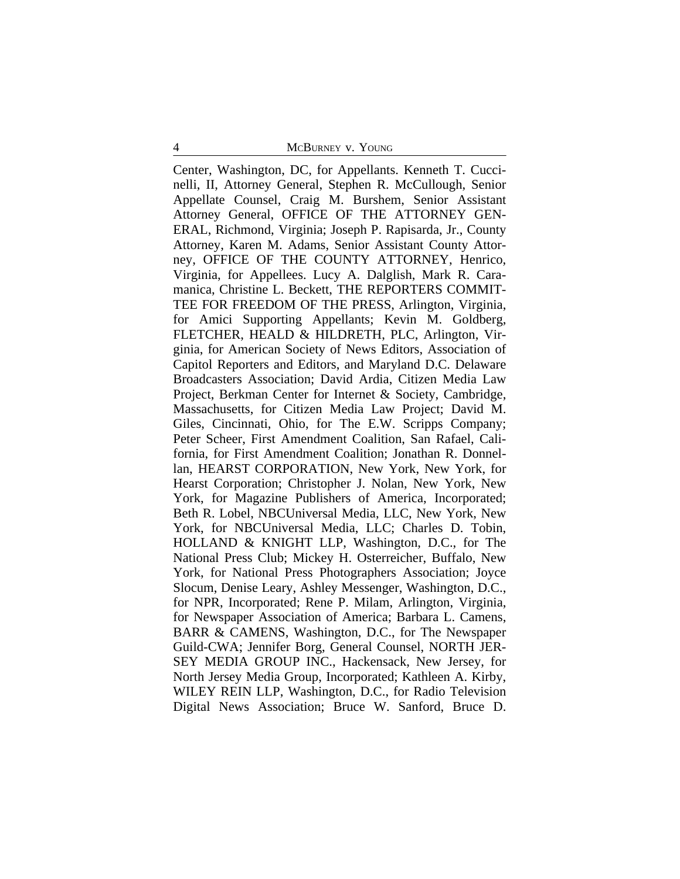Center, Washington, DC, for Appellants. Kenneth T. Cuccinelli, II, Attorney General, Stephen R. McCullough, Senior Appellate Counsel, Craig M. Burshem, Senior Assistant Attorney General, OFFICE OF THE ATTORNEY GENERAL, Richmond, Virginia; Joseph P. Rapisarda, Jr., County Attorney, Karen M. Adams, Senior Assistant County Attorney, OFFICE OF THE COUNTY ATTORNEY, Henrico, Virginia, for Appellees. Lucy A. Dalglish, Mark R. Caramanica, Christine L. Beckett, THE REPORTERS COMMITTEE FOR FREEDOM OF THE PRESS, Arlington, Virginia, for Amici Supporting Appellants; Kevin M. Goldberg, FLETCHER, HEALD & HILDRETH, PLC, Arlington, Virginia, for American Society of News Editors, Association of Capitol Reporters and Editors, and Maryland D.C. Delaware Broadcasters Association; David Ardia, Citizen Media Law Project, Berkman Center for Internet & Society, Cambridge, Massachusetts, for Citizen Media Law Project; David M. Giles, Cincinnati, Ohio, for The E.W. Scripps Company; Peter Scheer, First Amendment Coalition, San Rafael, California, for First Amendment Coalition; Jonathan R. Donnellan, HEARST CORPORATION, New York, New York, for Hearst Corporation; Christopher J. Nolan, New York, New York, for Magazine Publishers of America, Incorporated; Beth R. Lobel, NBCUniversal Media, LLC, New York, New York, for NBCUniversal Media, LLC; Charles D. Tobin, HOLLAND & KNIGHT LLP, Washington, D.C., for The National Press Club; Mickey H. Osterreicher, Buffalo, New York, for National Press Photographers Association; Joyce Slocum, Denise Leary, Ashley Messenger, Washington, D.C., for NPR, Incorporated; Rene P. Milam, Arlington, Virginia, for Newspaper Association of America; Barbara L. Camens, BARR & CAMENS, Washington, D.C., for The Newspaper Guild-CWA; Jennifer Borg, General Counsel, NORTH JERSEY MEDIA GROUP INC., Hackensack, New Jersey, for North Jersey Media Group, Incorporated; Kathleen A. Kirby, WILEY REIN LLP, Washington, D.C., for Radio Television Digital News Association; Bruce W. Sanford, Bruce D.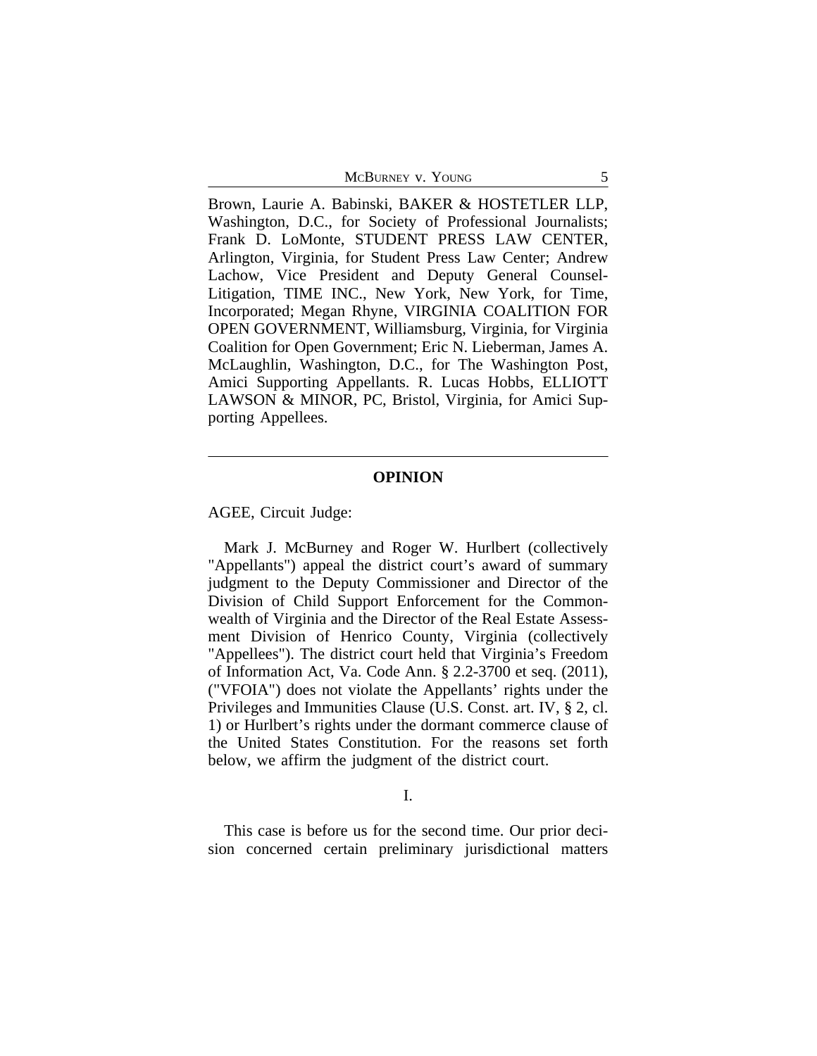Brown, Laurie A. Babinski, BAKER & HOSTETLER LLP, Washington, D.C., for Society of Professional Journalists; Frank D. LoMonte, STUDENT PRESS LAW CENTER, Arlington, Virginia, for Student Press Law Center; Andrew Lachow, Vice President and Deputy General Counsel-Litigation, TIME INC., New York, New York, for Time, Incorporated; Megan Rhyne, VIRGINIA COALITION FOR OPEN GOVERNMENT, Williamsburg, Virginia, for Virginia Coalition for Open Government; Eric N. Lieberman, James A. McLaughlin, Washington, D.C., for The Washington Post, Amici Supporting Appellants. R. Lucas Hobbs, ELLIOTT LAWSON & MINOR, PC, Bristol, Virginia, for Amici Supporting Appellees.

---

## OPINION

AGEE, Circuit Judge:

Mark J. McBurney and Roger W. Hurlbert (collectively "Appellants") appeal the district court's award of summary judgment to the Deputy Commissioner and Director of the Division of Child Support Enforcement for the Commonwealth of Virginia and the Director of the Real Estate Assessment Division of Henrico County, Virginia (collectively "Appellees"). The district court held that Virginia's Freedom of Information Act, Va. Code Ann. § 2.2-3700 et seq. (2011), ("VFOIA") does not violate the Appellants' rights under the Privileges and Immunities Clause (U.S. Const. art. IV, § 2, cl. 1) or Hurlbert's rights under the dormant commerce clause of the United States Constitution. For the reasons set forth below, we affirm the judgment of the district court.

I.

This case is before us for the second time. Our prior decision concerned certain preliminary jurisdictional matters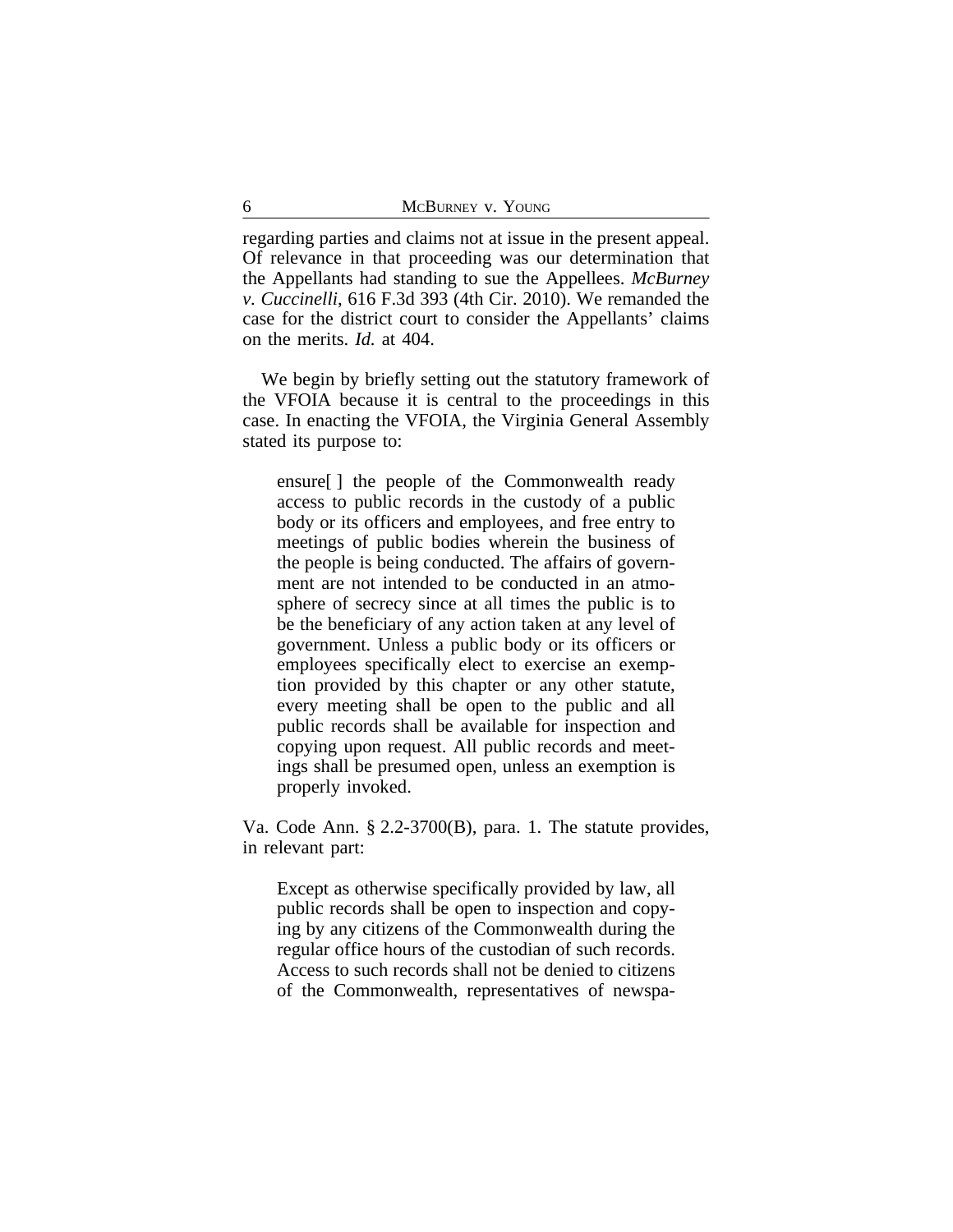regarding parties and claims not at issue in the present appeal. Of relevance in that proceeding was our determination that the Appellants had standing to sue the Appellees. *McBurney v. Cuccinelli*, 616 F.3d 393 (4th Cir. 2010). We remanded the case for the district court to consider the Appellants' claims on the merits. *Id.* at 404.

We begin by briefly setting out the statutory framework of the VFOIA because it is central to the proceedings in this case. In enacting the VFOIA, the Virginia General Assembly stated its purpose to:

> ensure[ ] the people of the Commonwealth ready access to public records in the custody of a public body or its officers and employees, and free entry to meetings of public bodies wherein the business of the people is being conducted. The affairs of government are not intended to be conducted in an atmosphere of secrecy since at all times the public is to be the beneficiary of any action taken at any level of government. Unless a public body or its officers or employees specifically elect to exercise an exemption provided by this chapter or any other statute, every meeting shall be open to the public and all public records shall be available for inspection and copying upon request. All public records and meetings shall be presumed open, unless an exemption is properly invoked.

Va. Code Ann. § 2.2-3700(B), para. 1. The statute provides, in relevant part:

> Except as otherwise specifically provided by law, all public records shall be open to inspection and copying by any citizens of the Commonwealth during the regular office hours of the custodian of such records. Access to such records shall not be denied to citizens of the Commonwealth, representatives of newspa-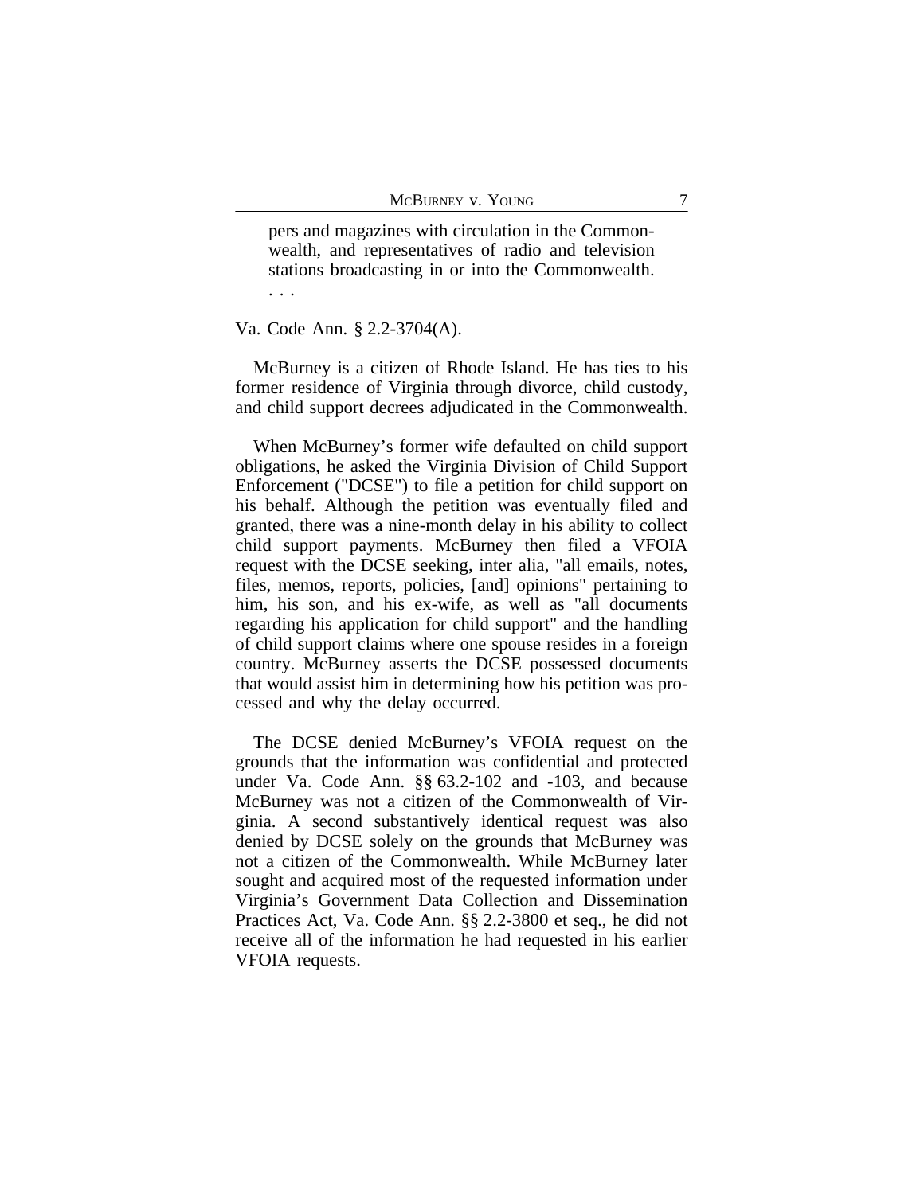> pers and magazines with circulation in the Commonwealth, and representatives of radio and television stations broadcasting in or into the Commonwealth. . . .

Va. Code Ann. § 2.2-3704(A).

McBurney is a citizen of Rhode Island. He has ties to his former residence of Virginia through divorce, child custody, and child support decrees adjudicated in the Commonwealth.

When McBurney's former wife defaulted on child support obligations, he asked the Virginia Division of Child Support Enforcement ("DCSE") to file a petition for child support on his behalf. Although the petition was eventually filed and granted, there was a nine-month delay in his ability to collect child support payments. McBurney then filed a VFOIA request with the DCSE seeking, inter alia, "all emails, notes, files, memos, reports, policies, [and] opinions" pertaining to him, his son, and his ex-wife, as well as "all documents regarding his application for child support" and the handling of child support claims where one spouse resides in a foreign country. McBurney asserts the DCSE possessed documents that would assist him in determining how his petition was processed and why the delay occurred.

The DCSE denied McBurney's VFOIA request on the grounds that the information was confidential and protected under Va. Code Ann. §§ 63.2-102 and -103, and because McBurney was not a citizen of the Commonwealth of Virginia. A second substantively identical request was also denied by DCSE solely on the grounds that McBurney was not a citizen of the Commonwealth. While McBurney later sought and acquired most of the requested information under Virginia's Government Data Collection and Dissemination Practices Act, Va. Code Ann. §§ 2.2-3800 et seq., he did not receive all of the information he had requested in his earlier VFOIA requests.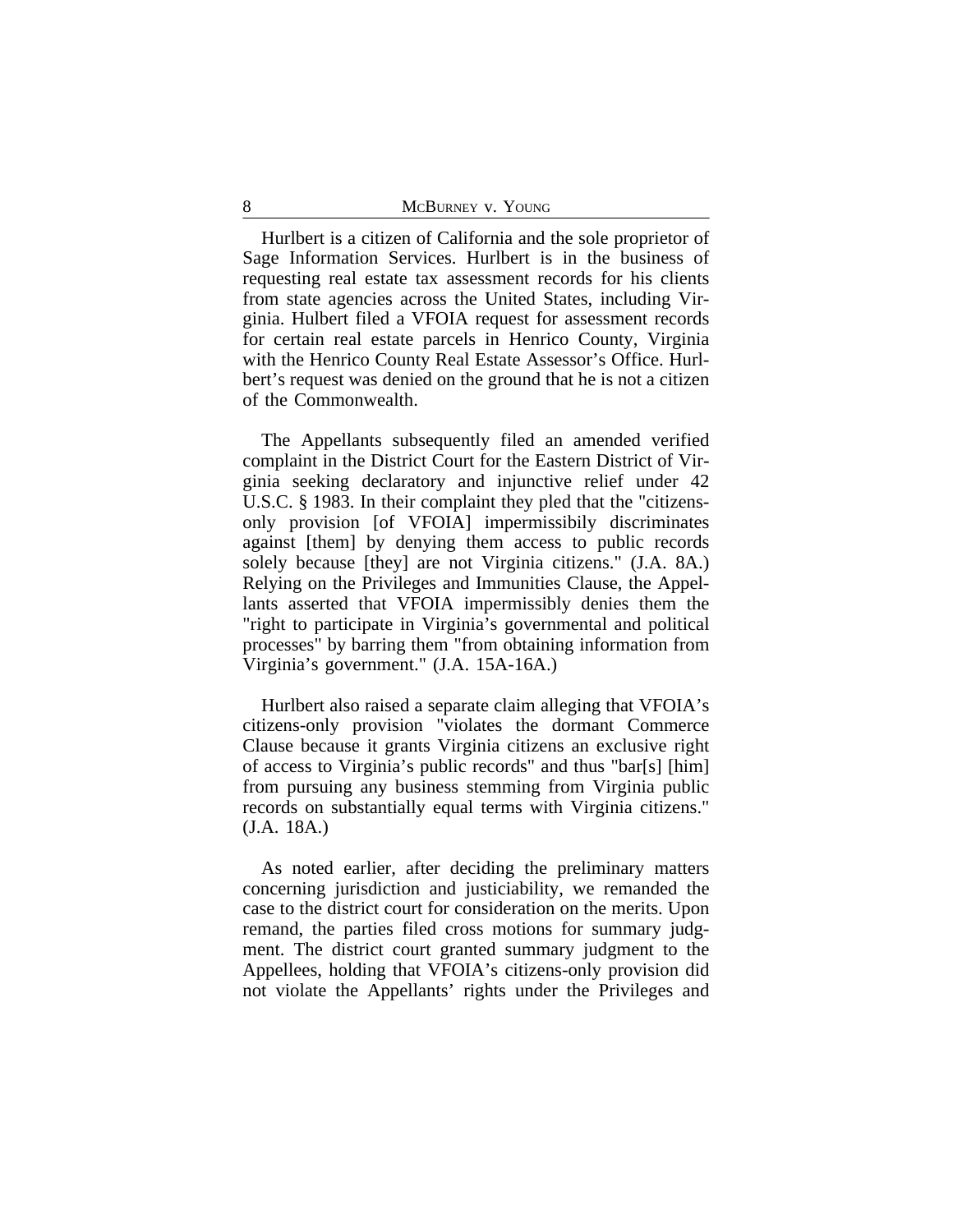Hurlbert is a citizen of California and the sole proprietor of Sage Information Services. Hurlbert is in the business of requesting real estate tax assessment records for his clients from state agencies across the United States, including Virginia. Hulbert filed a VFOIA request for assessment records for certain real estate parcels in Henrico County, Virginia with the Henrico County Real Estate Assessor's Office. Hurlbert's request was denied on the ground that he is not a citizen of the Commonwealth.

The Appellants subsequently filed an amended verified complaint in the District Court for the Eastern District of Virginia seeking declaratory and injunctive relief under 42 U.S.C. § 1983. In their complaint they pled that the "citizens-only provision [of VFOIA] impermissibily discriminates against [them] by denying them access to public records solely because [they] are not Virginia citizens." (J.A. 8A.) Relying on the Privileges and Immunities Clause, the Appellants asserted that VFOIA impermissibly denies them the "right to participate in Virginia's governmental and political processes" by barring them "from obtaining information from Virginia's government." (J.A. 15A-16A.)

Hurlbert also raised a separate claim alleging that VFOIA's citizens-only provision "violates the dormant Commerce Clause because it grants Virginia citizens an exclusive right of access to Virginia's public records" and thus "bar[s] [him] from pursuing any business stemming from Virginia public records on substantially equal terms with Virginia citizens." (J.A. 18A.)

As noted earlier, after deciding the preliminary matters concerning jurisdiction and justiciability, we remanded the case to the district court for consideration on the merits. Upon remand, the parties filed cross motions for summary judgment. The district court granted summary judgment to the Appellees, holding that VFOIA's citizens-only provision did not violate the Appellants' rights under the Privileges and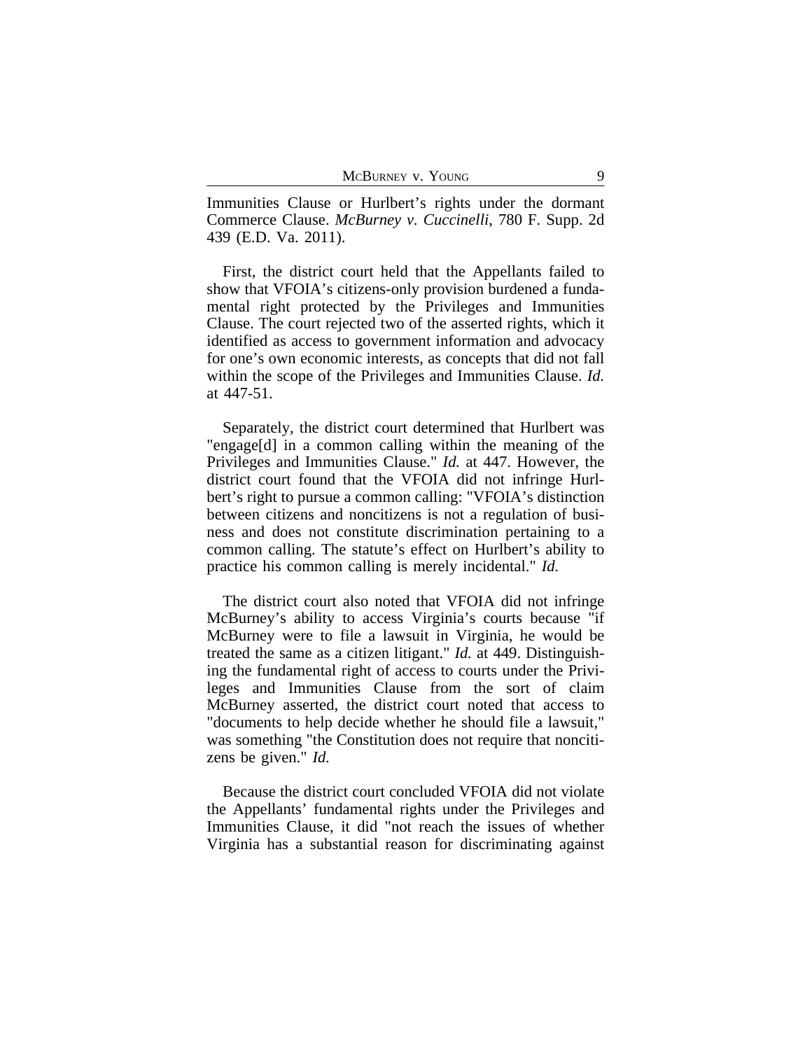Immunities Clause or Hurlbert's rights under the dormant Commerce Clause. *McBurney v. Cuccinelli*, 780 F. Supp. 2d 439 (E.D. Va. 2011).

First, the district court held that the Appellants failed to show that VFOIA's citizens-only provision burdened a fundamental right protected by the Privileges and Immunities Clause. The court rejected two of the asserted rights, which it identified as access to government information and advocacy for one's own economic interests, as concepts that did not fall within the scope of the Privileges and Immunities Clause. *Id.* at 447-51.

Separately, the district court determined that Hurlbert was "engage[d] in a common calling within the meaning of the Privileges and Immunities Clause." *Id.* at 447. However, the district court found that the VFOIA did not infringe Hurlbert's right to pursue a common calling: "VFOIA's distinction between citizens and noncitizens is not a regulation of business and does not constitute discrimination pertaining to a common calling. The statute's effect on Hurlbert's ability to practice his common calling is merely incidental." *Id.*

The district court also noted that VFOIA did not infringe McBurney's ability to access Virginia's courts because "if McBurney were to file a lawsuit in Virginia, he would be treated the same as a citizen litigant." *Id.* at 449. Distinguishing the fundamental right of access to courts under the Privileges and Immunities Clause from the sort of claim McBurney asserted, the district court noted that access to "documents to help decide whether he should file a lawsuit," was something "the Constitution does not require that noncitizens be given." *Id.*

Because the district court concluded VFOIA did not violate the Appellants' fundamental rights under the Privileges and Immunities Clause, it did "not reach the issues of whether Virginia has a substantial reason for discriminating against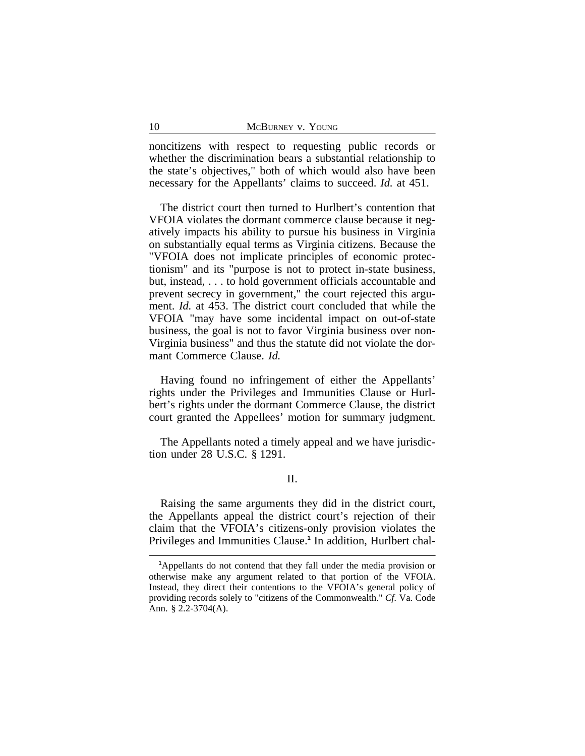noncitizens with respect to requesting public records or whether the discrimination bears a substantial relationship to the state's objectives," both of which would also have been necessary for the Appellants' claims to succeed. *Id.* at 451.

The district court then turned to Hurlbert's contention that VFOIA violates the dormant commerce clause because it negatively impacts his ability to pursue his business in Virginia on substantially equal terms as Virginia citizens. Because the "VFOIA does not implicate principles of economic protectionism" and its "purpose is not to protect in-state business, but, instead, . . . to hold government officials accountable and prevent secrecy in government," the court rejected this argument. *Id.* at 453. The district court concluded that while the VFOIA "may have some incidental impact on out-of-state business, the goal is not to favor Virginia business over non-Virginia business" and thus the statute did not violate the dormant Commerce Clause. *Id.*

Having found no infringement of either the Appellants' rights under the Privileges and Immunities Clause or Hurlbert's rights under the dormant Commerce Clause, the district court granted the Appellees' motion for summary judgment.

The Appellants noted a timely appeal and we have jurisdiction under 28 U.S.C. § 1291.

## II.

Raising the same arguments they did in the district court, the Appellants appeal the district court's rejection of their claim that the VFOIA's citizens-only provision violates the Privileges and Immunities Clause.[1] In addition, Hurlbert chal-

[1] Appellants do not contend that they fall under the media provision or otherwise make any argument related to that portion of the VFOIA. Instead, they direct their contentions to the VFOIA's general policy of providing records solely to "citizens of the Commonwealth." *Cf.* Va. Code Ann. § 2.2-3704(A).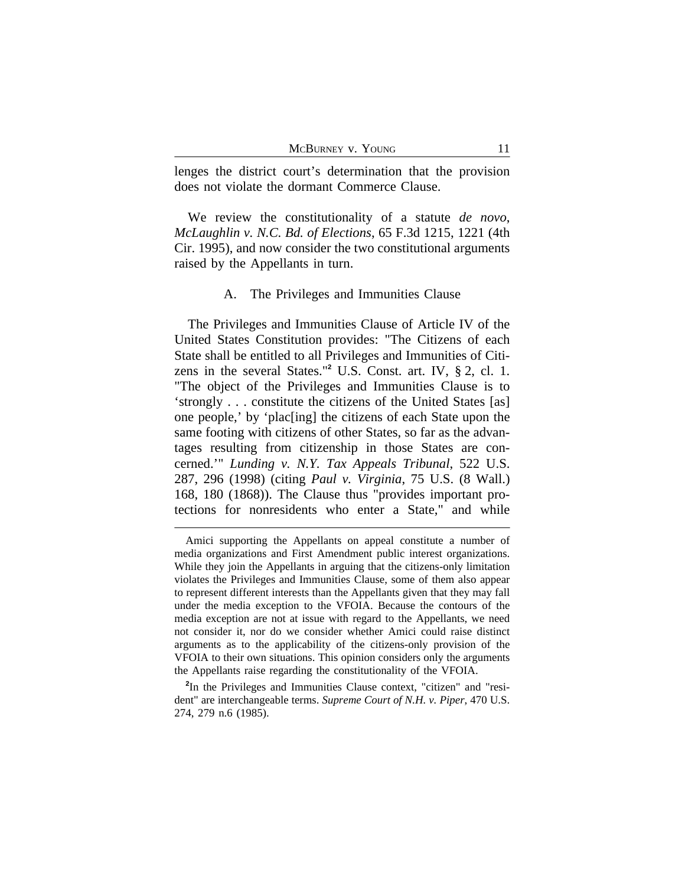lenges the district court's determination that the provision does not violate the dormant Commerce Clause.

We review the constitutionality of a statute *de novo*, *McLaughlin v. N.C. Bd. of Elections*, 65 F.3d 1215, 1221 (4th Cir. 1995), and now consider the two constitutional arguments raised by the Appellants in turn.

### A. The Privileges and Immunities Clause

The Privileges and Immunities Clause of Article IV of the United States Constitution provides: "The Citizens of each State shall be entitled to all Privileges and Immunities of Citizens in the several States."[2] U.S. Const. art. IV, § 2, cl. 1. "The object of the Privileges and Immunities Clause is to 'strongly . . . constitute the citizens of the United States [as] one people,' by 'plac[ing] the citizens of each State upon the same footing with citizens of other States, so far as the advantages resulting from citizenship in those States are concerned.'" *Lunding v. N.Y. Tax Appeals Tribunal*, 522 U.S. 287, 296 (1998) (citing *Paul v. Virginia*, 75 U.S. (8 Wall.) 168, 180 (1868)). The Clause thus "provides important protections for nonresidents who enter a State," and while

---

Amici supporting the Appellants on appeal constitute a number of media organizations and First Amendment public interest organizations. While they join the Appellants in arguing that the citizens-only limitation violates the Privileges and Immunities Clause, some of them also appear to represent different interests than the Appellants given that they may fall under the media exception to the VFOIA. Because the contours of the media exception are not at issue with regard to the Appellants, we need not consider it, nor do we consider whether Amici could raise distinct arguments as to the applicability of the citizens-only provision of the VFOIA to their own situations. This opinion considers only the arguments the Appellants raise regarding the constitutionality of the VFOIA.

[2]In the Privileges and Immunities Clause context, "citizen" and "resident" are interchangeable terms. *Supreme Court of N.H. v. Piper*, 470 U.S. 274, 279 n.6 (1985).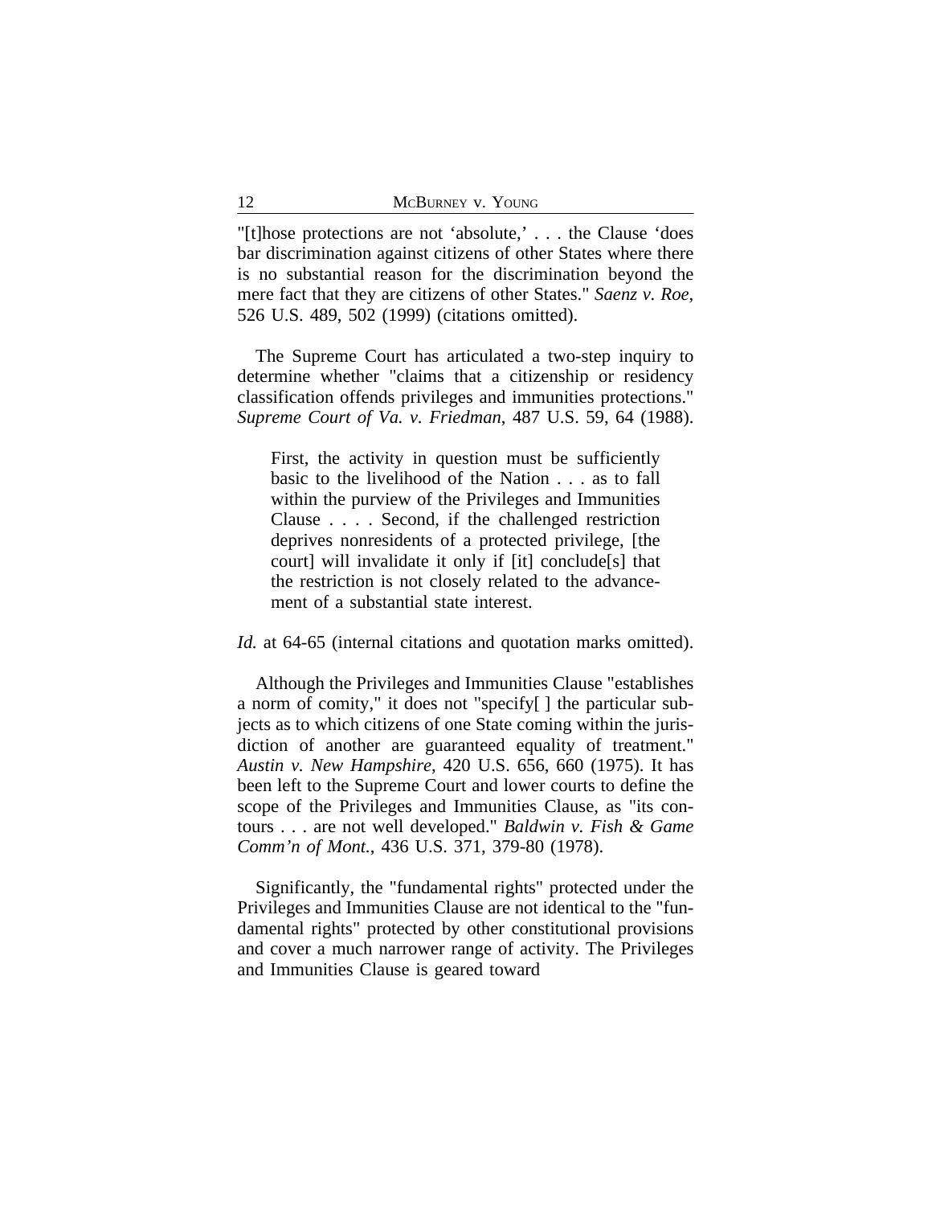"[t]hose protections are not 'absolute,' . . . the Clause 'does bar discrimination against citizens of other States where there is no substantial reason for the discrimination beyond the mere fact that they are citizens of other States." *Saenz v. Roe*, 526 U.S. 489, 502 (1999) (citations omitted).

The Supreme Court has articulated a two-step inquiry to determine whether "claims that a citizenship or residency classification offends privileges and immunities protections." *Supreme Court of Va. v. Friedman*, 487 U.S. 59, 64 (1988).

> First, the activity in question must be sufficiently basic to the livelihood of the Nation . . . as to fall within the purview of the Privileges and Immunities Clause . . . . Second, if the challenged restriction deprives nonresidents of a protected privilege, [the court] will invalidate it only if [it] conclude[s] that the restriction is not closely related to the advancement of a substantial state interest.

*Id.* at 64-65 (internal citations and quotation marks omitted).

Although the Privileges and Immunities Clause "establishes a norm of comity," it does not "specify[ ] the particular subjects as to which citizens of one State coming within the jurisdiction of another are guaranteed equality of treatment." *Austin v. New Hampshire*, 420 U.S. 656, 660 (1975). It has been left to the Supreme Court and lower courts to define the scope of the Privileges and Immunities Clause, as "its contours . . . are not well developed." *Baldwin v. Fish & Game Comm'n of Mont.*, 436 U.S. 371, 379-80 (1978).

Significantly, the "fundamental rights" protected under the Privileges and Immunities Clause are not identical to the "fundamental rights" protected by other constitutional provisions and cover a much narrower range of activity. The Privileges and Immunities Clause is geared toward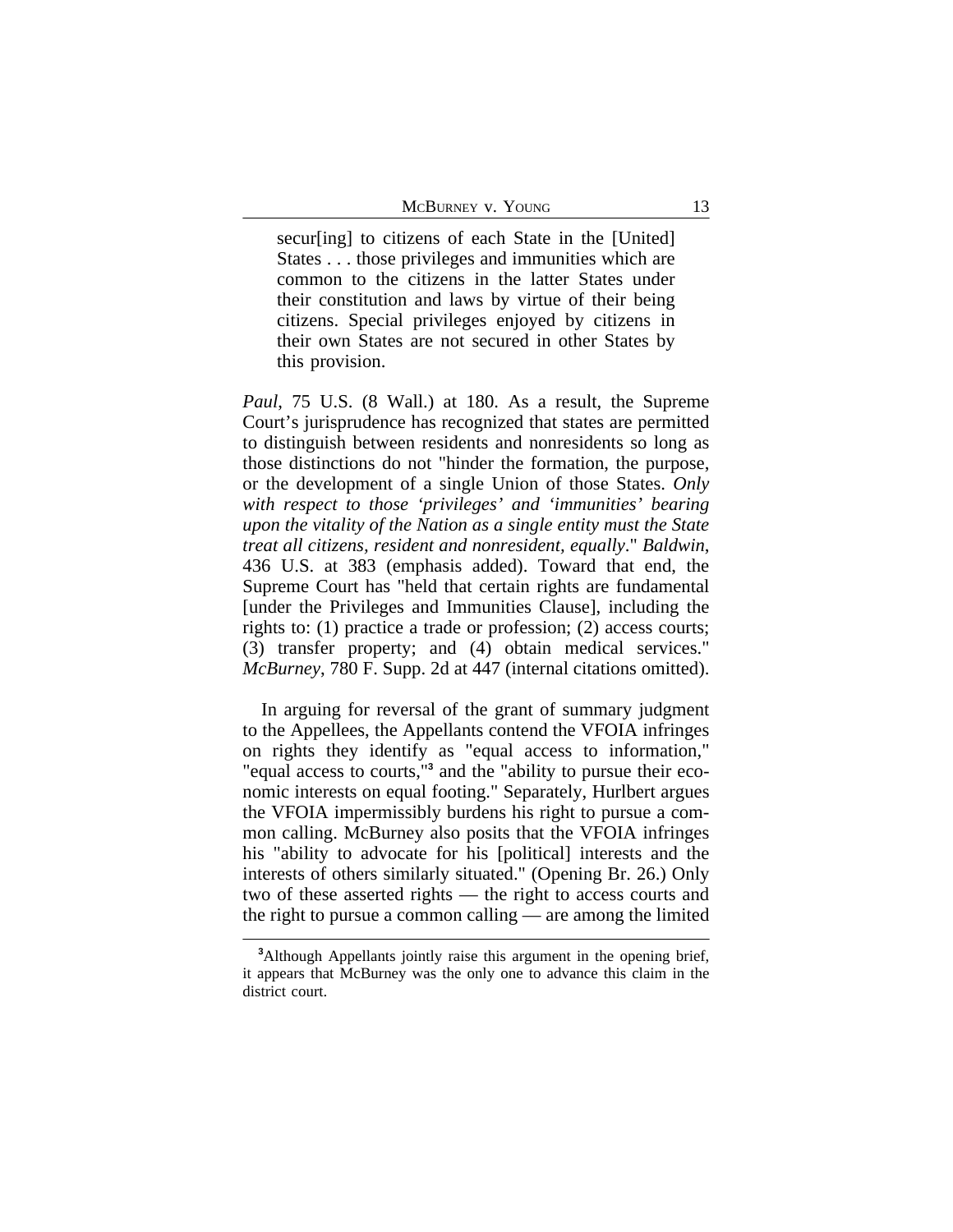> secur[ing] to citizens of each State in the [United] States . . . those privileges and immunities which are common to the citizens in the latter States under their constitution and laws by virtue of their being citizens. Special privileges enjoyed by citizens in their own States are not secured in other States by this provision.

*Paul*, 75 U.S. (8 Wall.) at 180. As a result, the Supreme Court's jurisprudence has recognized that states are permitted to distinguish between residents and nonresidents so long as those distinctions do not "hinder the formation, the purpose, or the development of a single Union of those States. *Only with respect to those 'privileges' and 'immunities' bearing upon the vitality of the Nation as a single entity must the State treat all citizens, resident and nonresident, equally*." *Baldwin*, 436 U.S. at 383 (emphasis added). Toward that end, the Supreme Court has "held that certain rights are fundamental [under the Privileges and Immunities Clause], including the rights to: (1) practice a trade or profession; (2) access courts; (3) transfer property; and (4) obtain medical services." *McBurney*, 780 F. Supp. 2d at 447 (internal citations omitted).

In arguing for reversal of the grant of summary judgment to the Appellees, the Appellants contend the VFOIA infringes on rights they identify as "equal access to information," "equal access to courts,"[3] and the "ability to pursue their economic interests on equal footing." Separately, Hurlbert argues the VFOIA impermissibly burdens his right to pursue a common calling. McBurney also posits that the VFOIA infringes his "ability to advocate for his [political] interests and the interests of others similarly situated." (Opening Br. 26.) Only two of these asserted rights — the right to access courts and the right to pursue a common calling — are among the limited

[3] Although Appellants jointly raise this argument in the opening brief, it appears that McBurney was the only one to advance this claim in the district court.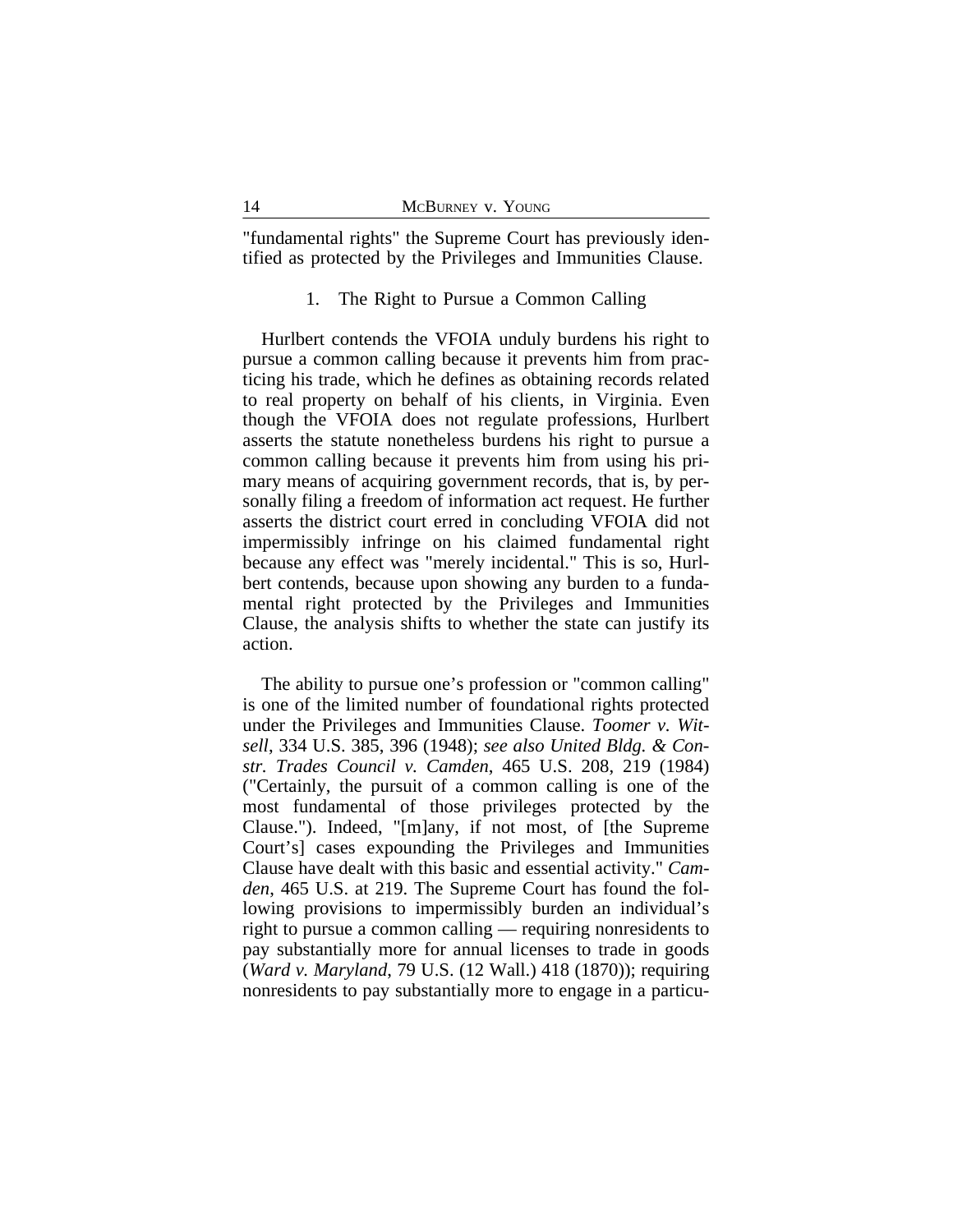"fundamental rights" the Supreme Court has previously identified as protected by the Privileges and Immunities Clause.

1. The Right to Pursue a Common Calling

Hurlbert contends the VFOIA unduly burdens his right to pursue a common calling because it prevents him from practicing his trade, which he defines as obtaining records related to real property on behalf of his clients, in Virginia. Even though the VFOIA does not regulate professions, Hurlbert asserts the statute nonetheless burdens his right to pursue a common calling because it prevents him from using his primary means of acquiring government records, that is, by personally filing a freedom of information act request. He further asserts the district court erred in concluding VFOIA did not impermissibly infringe on his claimed fundamental right because any effect was "merely incidental." This is so, Hurlbert contends, because upon showing any burden to a fundamental right protected by the Privileges and Immunities Clause, the analysis shifts to whether the state can justify its action.

The ability to pursue one's profession or "common calling" is one of the limited number of foundational rights protected under the Privileges and Immunities Clause. *Toomer v. Witsell*, 334 U.S. 385, 396 (1948); *see also United Bldg. & Constr. Trades Council v. Camden*, 465 U.S. 208, 219 (1984) ("Certainly, the pursuit of a common calling is one of the most fundamental of those privileges protected by the Clause."). Indeed, "[m]any, if not most, of [the Supreme Court's] cases expounding the Privileges and Immunities Clause have dealt with this basic and essential activity." *Camden*, 465 U.S. at 219. The Supreme Court has found the following provisions to impermissibly burden an individual's right to pursue a common calling — requiring nonresidents to pay substantially more for annual licenses to trade in goods (*Ward v. Maryland*, 79 U.S. (12 Wall.) 418 (1870)); requiring nonresidents to pay substantially more to engage in a particu-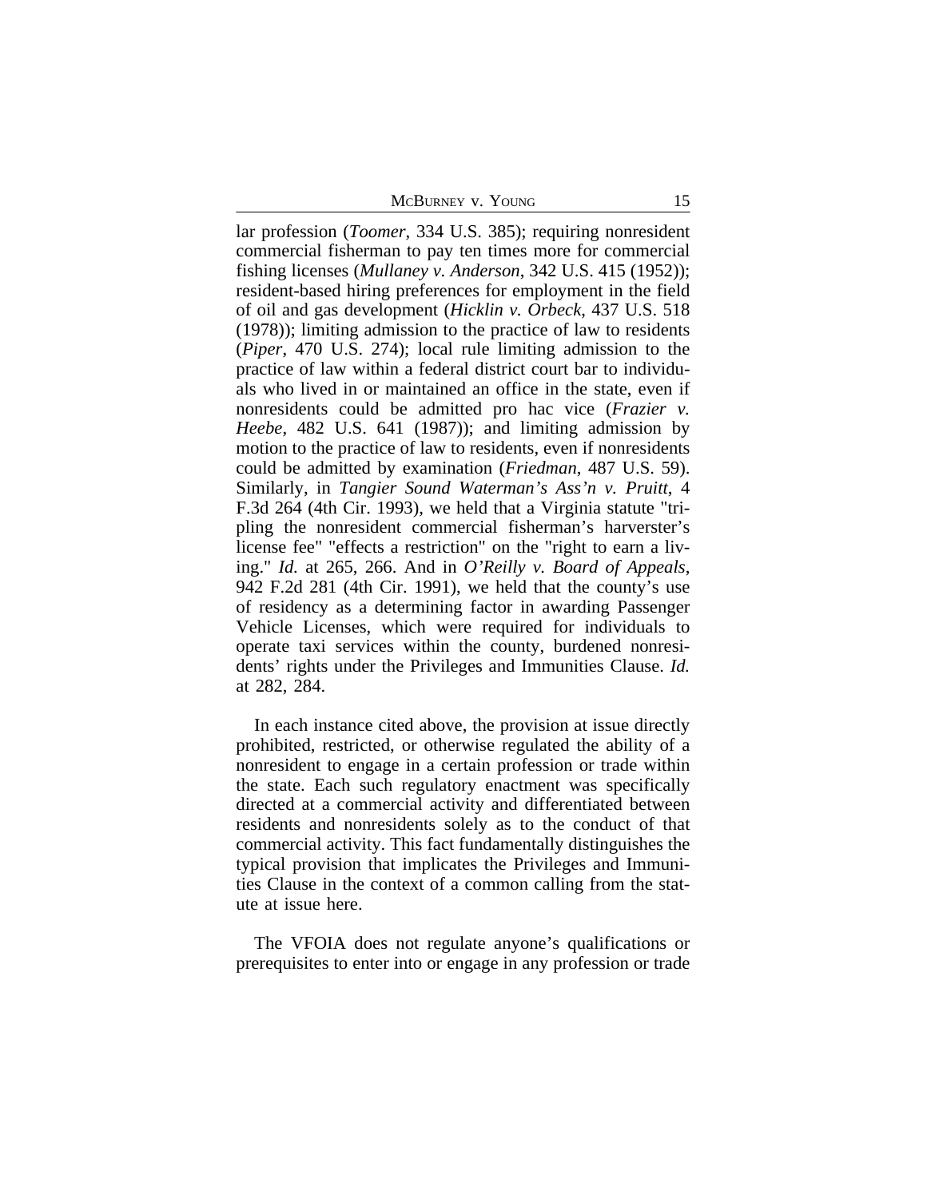lar profession (*Toomer*, 334 U.S. 385); requiring nonresident commercial fisherman to pay ten times more for commercial fishing licenses (*Mullaney v. Anderson*, 342 U.S. 415 (1952)); resident-based hiring preferences for employment in the field of oil and gas development (*Hicklin v. Orbeck*, 437 U.S. 518 (1978)); limiting admission to the practice of law to residents (*Piper*, 470 U.S. 274); local rule limiting admission to the practice of law within a federal district court bar to individuals who lived in or maintained an office in the state, even if nonresidents could be admitted pro hac vice (*Frazier v. Heebe*, 482 U.S. 641 (1987)); and limiting admission by motion to the practice of law to residents, even if nonresidents could be admitted by examination (*Friedman*, 487 U.S. 59). Similarly, in *Tangier Sound Waterman's Ass'n v. Pruitt*, 4 F.3d 264 (4th Cir. 1993), we held that a Virginia statute "tripling the nonresident commercial fisherman's harverster's license fee" "effects a restriction" on the "right to earn a living." *Id.* at 265, 266. And in *O'Reilly v. Board of Appeals*, 942 F.2d 281 (4th Cir. 1991), we held that the county's use of residency as a determining factor in awarding Passenger Vehicle Licenses, which were required for individuals to operate taxi services within the county, burdened nonresidents' rights under the Privileges and Immunities Clause. *Id.* at 282, 284.

In each instance cited above, the provision at issue directly prohibited, restricted, or otherwise regulated the ability of a nonresident to engage in a certain profession or trade within the state. Each such regulatory enactment was specifically directed at a commercial activity and differentiated between residents and nonresidents solely as to the conduct of that commercial activity. This fact fundamentally distinguishes the typical provision that implicates the Privileges and Immunities Clause in the context of a common calling from the statute at issue here.

The VFOIA does not regulate anyone's qualifications or prerequisites to enter into or engage in any profession or trade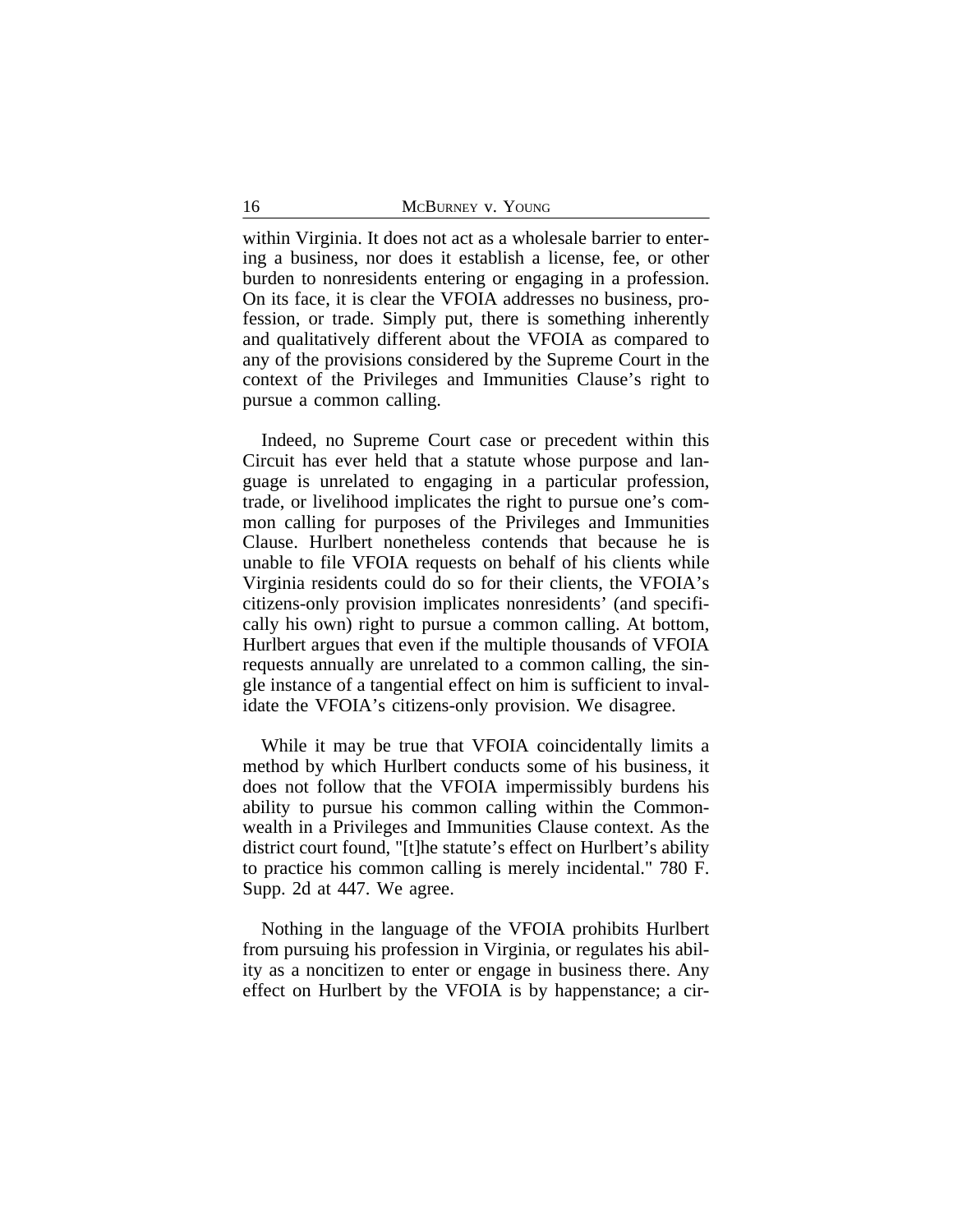within Virginia. It does not act as a wholesale barrier to entering a business, nor does it establish a license, fee, or other burden to nonresidents entering or engaging in a profession. On its face, it is clear the VFOIA addresses no business, profession, or trade. Simply put, there is something inherently and qualitatively different about the VFOIA as compared to any of the provisions considered by the Supreme Court in the context of the Privileges and Immunities Clause's right to pursue a common calling.

Indeed, no Supreme Court case or precedent within this Circuit has ever held that a statute whose purpose and language is unrelated to engaging in a particular profession, trade, or livelihood implicates the right to pursue one's common calling for purposes of the Privileges and Immunities Clause. Hurlbert nonetheless contends that because he is unable to file VFOIA requests on behalf of his clients while Virginia residents could do so for their clients, the VFOIA's citizens-only provision implicates nonresidents' (and specifically his own) right to pursue a common calling. At bottom, Hurlbert argues that even if the multiple thousands of VFOIA requests annually are unrelated to a common calling, the single instance of a tangential effect on him is sufficient to invalidate the VFOIA's citizens-only provision. We disagree.

While it may be true that VFOIA coincidentally limits a method by which Hurlbert conducts some of his business, it does not follow that the VFOIA impermissibly burdens his ability to pursue his common calling within the Commonwealth in a Privileges and Immunities Clause context. As the district court found, "[t]he statute's effect on Hurlbert's ability to practice his common calling is merely incidental." 780 F. Supp. 2d at 447. We agree.

Nothing in the language of the VFOIA prohibits Hurlbert from pursuing his profession in Virginia, or regulates his ability as a noncitizen to enter or engage in business there. Any effect on Hurlbert by the VFOIA is by happenstance; a cir-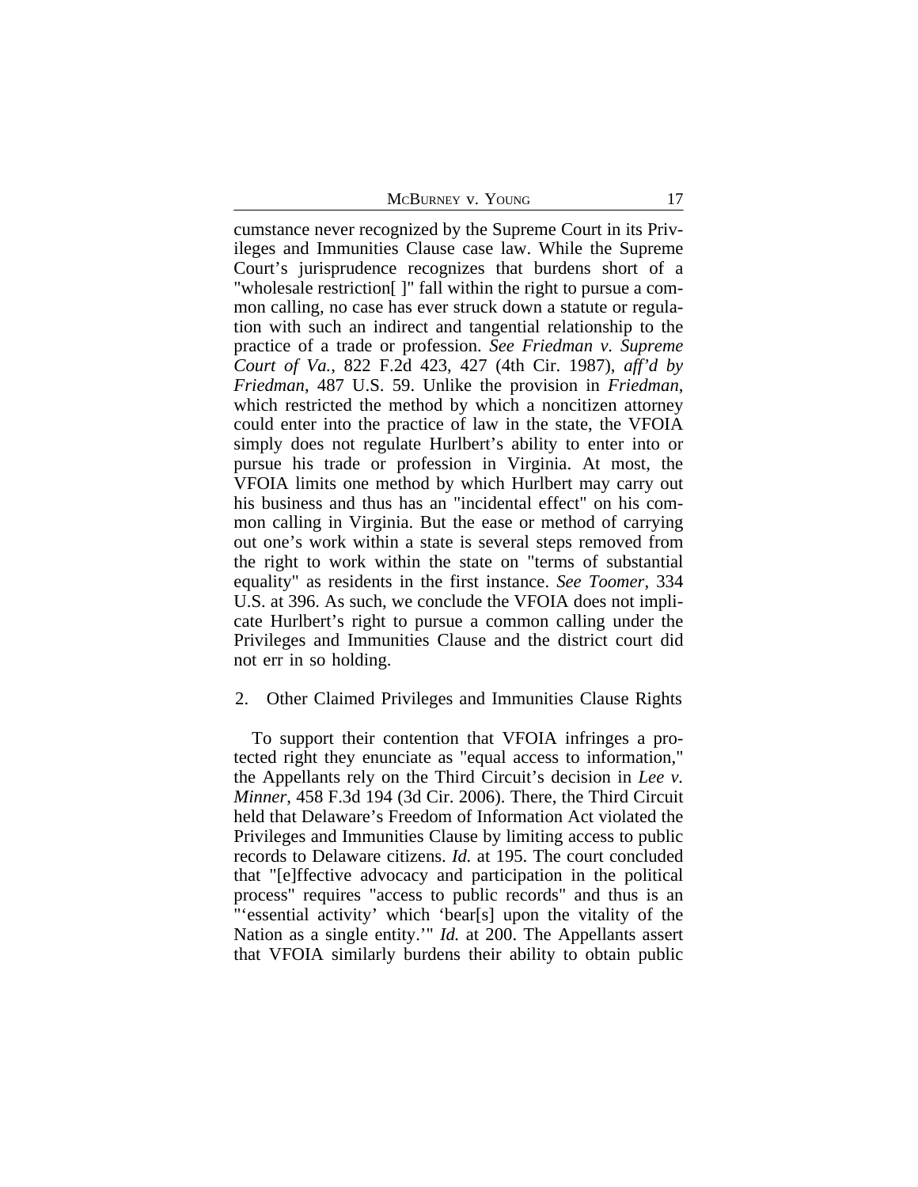cumstance never recognized by the Supreme Court in its Privileges and Immunities Clause case law. While the Supreme Court's jurisprudence recognizes that burdens short of a "wholesale restriction[ ]" fall within the right to pursue a common calling, no case has ever struck down a statute or regulation with such an indirect and tangential relationship to the practice of a trade or profession. *See Friedman v. Supreme Court of Va.*, 822 F.2d 423, 427 (4th Cir. 1987), *aff'd by Friedman*, 487 U.S. 59. Unlike the provision in *Friedman*, which restricted the method by which a noncitizen attorney could enter into the practice of law in the state, the VFOIA simply does not regulate Hurlbert's ability to enter into or pursue his trade or profession in Virginia. At most, the VFOIA limits one method by which Hurlbert may carry out his business and thus has an "incidental effect" on his common calling in Virginia. But the ease or method of carrying out one's work within a state is several steps removed from the right to work within the state on "terms of substantial equality" as residents in the first instance. *See Toomer*, 334 U.S. at 396. As such, we conclude the VFOIA does not implicate Hurlbert's right to pursue a common calling under the Privileges and Immunities Clause and the district court did not err in so holding.

### 2. Other Claimed Privileges and Immunities Clause Rights

To support their contention that VFOIA infringes a protected right they enunciate as "equal access to information," the Appellants rely on the Third Circuit's decision in *Lee v. Minner*, 458 F.3d 194 (3d Cir. 2006). There, the Third Circuit held that Delaware's Freedom of Information Act violated the Privileges and Immunities Clause by limiting access to public records to Delaware citizens. *Id.* at 195. The court concluded that "[e]ffective advocacy and participation in the political process" requires "access to public records" and thus is an "'essential activity' which 'bear[s] upon the vitality of the Nation as a single entity.'" *Id.* at 200. The Appellants assert that VFOIA similarly burdens their ability to obtain public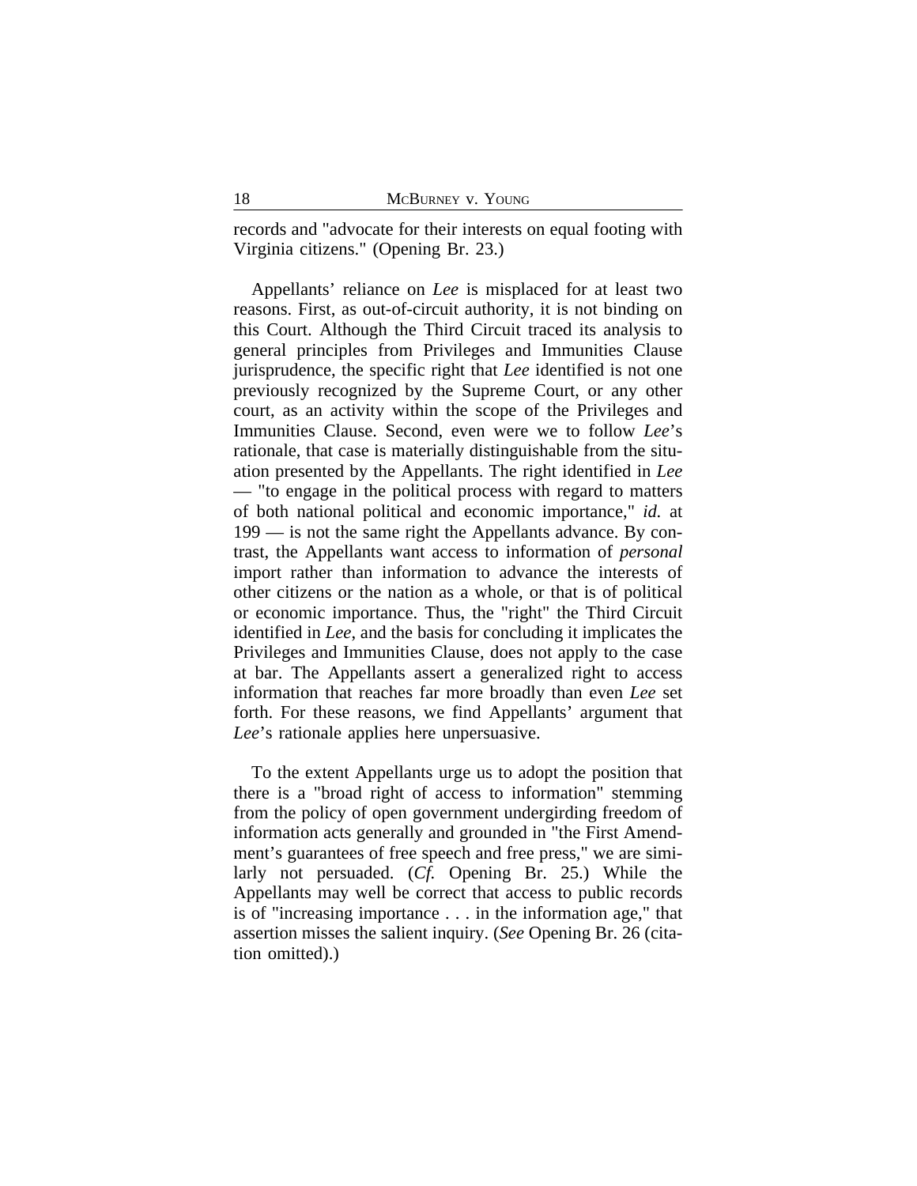records and "advocate for their interests on equal footing with Virginia citizens." (Opening Br. 23.)

Appellants' reliance on *Lee* is misplaced for at least two reasons. First, as out-of-circuit authority, it is not binding on this Court. Although the Third Circuit traced its analysis to general principles from Privileges and Immunities Clause jurisprudence, the specific right that *Lee* identified is not one previously recognized by the Supreme Court, or any other court, as an activity within the scope of the Privileges and Immunities Clause. Second, even were we to follow *Lee*'s rationale, that case is materially distinguishable from the situation presented by the Appellants. The right identified in *Lee* — "to engage in the political process with regard to matters of both national political and economic importance," *id.* at 199 — is not the same right the Appellants advance. By contrast, the Appellants want access to information of *personal* import rather than information to advance the interests of other citizens or the nation as a whole, or that is of political or economic importance. Thus, the "right" the Third Circuit identified in *Lee*, and the basis for concluding it implicates the Privileges and Immunities Clause, does not apply to the case at bar. The Appellants assert a generalized right to access information that reaches far more broadly than even *Lee* set forth. For these reasons, we find Appellants' argument that *Lee*'s rationale applies here unpersuasive.

To the extent Appellants urge us to adopt the position that there is a "broad right of access to information" stemming from the policy of open government undergirding freedom of information acts generally and grounded in "the First Amendment's guarantees of free speech and free press," we are similarly not persuaded. (*Cf.* Opening Br. 25.) While the Appellants may well be correct that access to public records is of "increasing importance . . . in the information age," that assertion misses the salient inquiry. (*See* Opening Br. 26 (citation omitted).)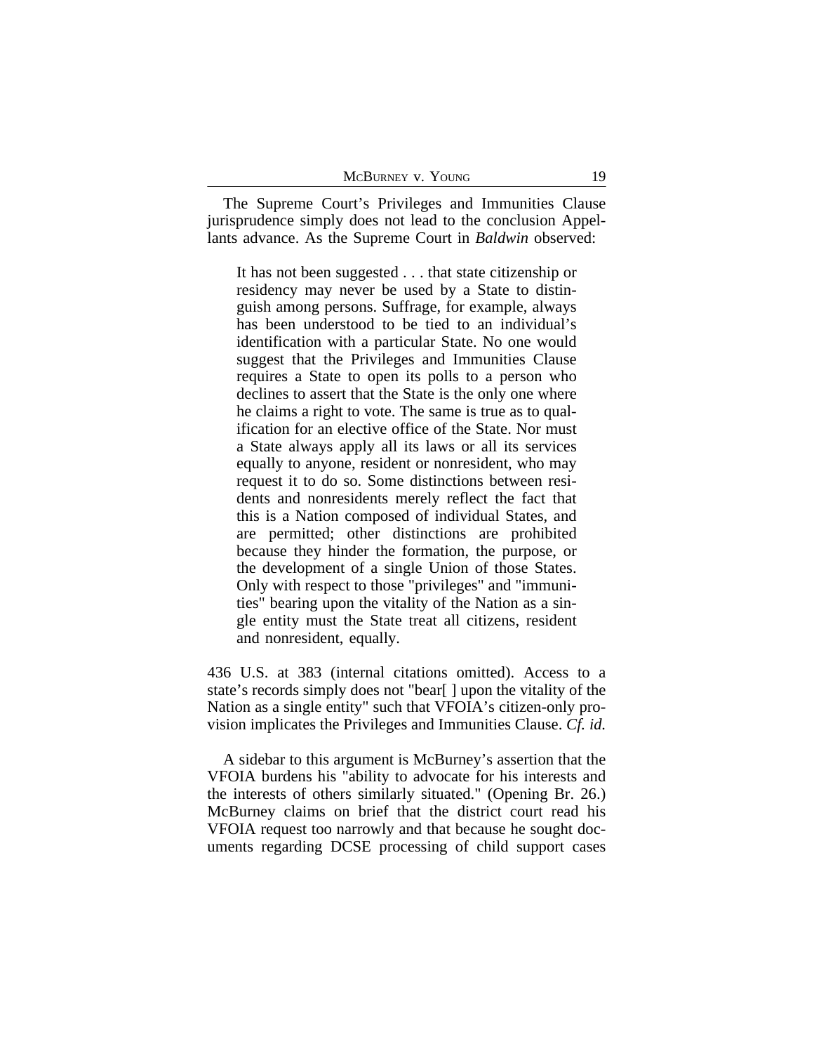The Supreme Court's Privileges and Immunities Clause jurisprudence simply does not lead to the conclusion Appellants advance. As the Supreme Court in *Baldwin* observed:

> It has not been suggested . . . that state citizenship or residency may never be used by a State to distinguish among persons. Suffrage, for example, always has been understood to be tied to an individual's identification with a particular State. No one would suggest that the Privileges and Immunities Clause requires a State to open its polls to a person who declines to assert that the State is the only one where he claims a right to vote. The same is true as to qualification for an elective office of the State. Nor must a State always apply all its laws or all its services equally to anyone, resident or nonresident, who may request it to do so. Some distinctions between residents and nonresidents merely reflect the fact that this is a Nation composed of individual States, and are permitted; other distinctions are prohibited because they hinder the formation, the purpose, or the development of a single Union of those States. Only with respect to those "privileges" and "immunities" bearing upon the vitality of the Nation as a single entity must the State treat all citizens, resident and nonresident, equally.

436 U.S. at 383 (internal citations omitted). Access to a state's records simply does not "bear[ ] upon the vitality of the Nation as a single entity" such that VFOIA's citizen-only provision implicates the Privileges and Immunities Clause. *Cf. id.*

A sidebar to this argument is McBurney's assertion that the VFOIA burdens his "ability to advocate for his interests and the interests of others similarly situated." (Opening Br. 26.) McBurney claims on brief that the district court read his VFOIA request too narrowly and that because he sought documents regarding DCSE processing of child support cases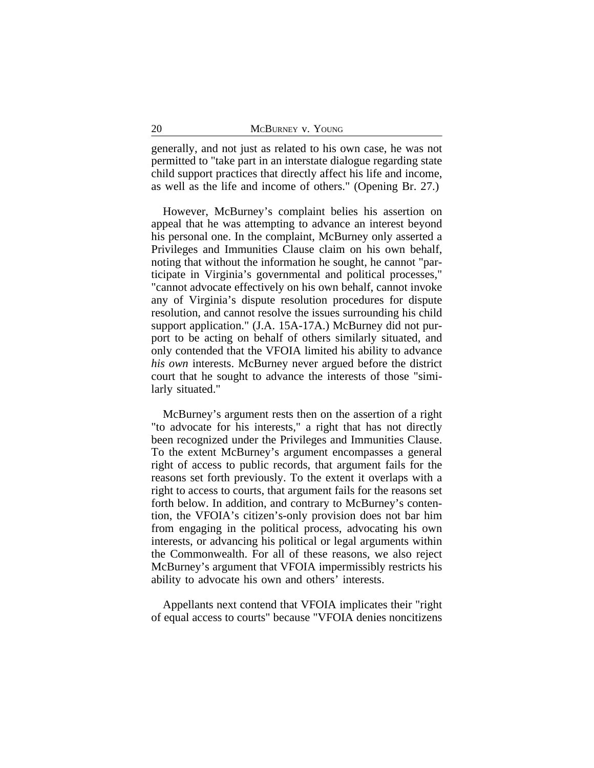generally, and not just as related to his own case, he was not permitted to "take part in an interstate dialogue regarding state child support practices that directly affect his life and income, as well as the life and income of others." (Opening Br. 27.)

However, McBurney's complaint belies his assertion on appeal that he was attempting to advance an interest beyond his personal one. In the complaint, McBurney only asserted a Privileges and Immunities Clause claim on his own behalf, noting that without the information he sought, he cannot "participate in Virginia's governmental and political processes," "cannot advocate effectively on his own behalf, cannot invoke any of Virginia's dispute resolution procedures for dispute resolution, and cannot resolve the issues surrounding his child support application." (J.A. 15A-17A.) McBurney did not purport to be acting on behalf of others similarly situated, and only contended that the VFOIA limited his ability to advance *his own* interests. McBurney never argued before the district court that he sought to advance the interests of those "similarly situated."

McBurney's argument rests then on the assertion of a right "to advocate for his interests," a right that has not directly been recognized under the Privileges and Immunities Clause. To the extent McBurney's argument encompasses a general right of access to public records, that argument fails for the reasons set forth previously. To the extent it overlaps with a right to access to courts, that argument fails for the reasons set forth below. In addition, and contrary to McBurney's contention, the VFOIA's citizen's-only provision does not bar him from engaging in the political process, advocating his own interests, or advancing his political or legal arguments within the Commonwealth. For all of these reasons, we also reject McBurney's argument that VFOIA impermissibly restricts his ability to advocate his own and others' interests.

Appellants next contend that VFOIA implicates their "right of equal access to courts" because "VFOIA denies noncitizens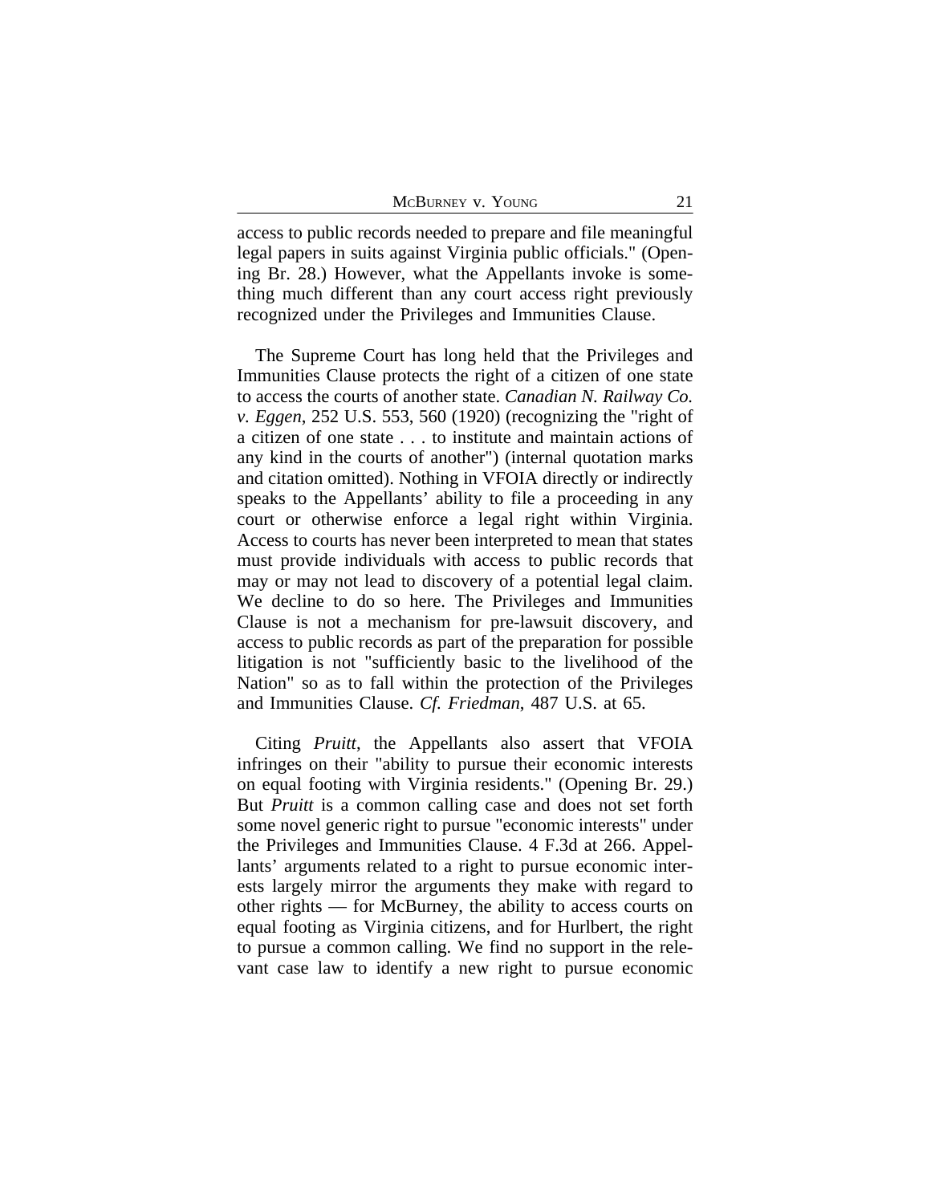access to public records needed to prepare and file meaningful legal papers in suits against Virginia public officials." (Opening Br. 28.) However, what the Appellants invoke is something much different than any court access right previously recognized under the Privileges and Immunities Clause.

The Supreme Court has long held that the Privileges and Immunities Clause protects the right of a citizen of one state to access the courts of another state. *Canadian N. Railway Co. v. Eggen*, 252 U.S. 553, 560 (1920) (recognizing the "right of a citizen of one state . . . to institute and maintain actions of any kind in the courts of another") (internal quotation marks and citation omitted). Nothing in VFOIA directly or indirectly speaks to the Appellants' ability to file a proceeding in any court or otherwise enforce a legal right within Virginia. Access to courts has never been interpreted to mean that states must provide individuals with access to public records that may or may not lead to discovery of a potential legal claim. We decline to do so here. The Privileges and Immunities Clause is not a mechanism for pre-lawsuit discovery, and access to public records as part of the preparation for possible litigation is not "sufficiently basic to the livelihood of the Nation" so as to fall within the protection of the Privileges and Immunities Clause. *Cf. Friedman*, 487 U.S. at 65.

Citing *Pruitt*, the Appellants also assert that VFOIA infringes on their "ability to pursue their economic interests on equal footing with Virginia residents." (Opening Br. 29.) But *Pruitt* is a common calling case and does not set forth some novel generic right to pursue "economic interests" under the Privileges and Immunities Clause. 4 F.3d at 266. Appellants' arguments related to a right to pursue economic interests largely mirror the arguments they make with regard to other rights — for McBurney, the ability to access courts on equal footing as Virginia citizens, and for Hurlbert, the right to pursue a common calling. We find no support in the relevant case law to identify a new right to pursue economic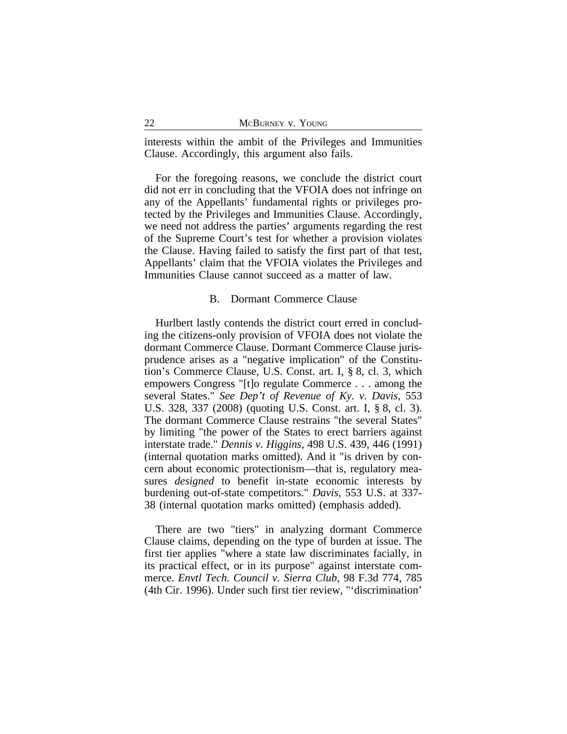interests within the ambit of the Privileges and Immunities Clause. Accordingly, this argument also fails.

For the foregoing reasons, we conclude the district court did not err in concluding that the VFOIA does not infringe on any of the Appellants' fundamental rights or privileges protected by the Privileges and Immunities Clause. Accordingly, we need not address the parties' arguments regarding the rest of the Supreme Court's test for whether a provision violates the Clause. Having failed to satisfy the first part of that test, Appellants' claim that the VFOIA violates the Privileges and Immunities Clause cannot succeed as a matter of law.

### B. Dormant Commerce Clause

Hurlbert lastly contends the district court erred in concluding the citizens-only provision of VFOIA does not violate the dormant Commerce Clause. Dormant Commerce Clause jurisprudence arises as a "negative implication" of the Constitution's Commerce Clause, U.S. Const. art. I, § 8, cl. 3, which empowers Congress "[t]o regulate Commerce . . . among the several States." *See Dep't of Revenue of Ky. v. Davis*, 553 U.S. 328, 337 (2008) (quoting U.S. Const. art. I, § 8, cl. 3). The dormant Commerce Clause restrains "the several States" by limiting "the power of the States to erect barriers against interstate trade." *Dennis v. Higgins*, 498 U.S. 439, 446 (1991) (internal quotation marks omitted). And it "is driven by concern about economic protectionism—that is, regulatory measures *designed* to benefit in-state economic interests by burdening out-of-state competitors." *Davis*, 553 U.S. at 337-38 (internal quotation marks omitted) (emphasis added).

There are two "tiers" in analyzing dormant Commerce Clause claims, depending on the type of burden at issue. The first tier applies "where a state law discriminates facially, in its practical effect, or in its purpose" against interstate commerce. *Envtl Tech. Council v. Sierra Club*, 98 F.3d 774, 785 (4th Cir. 1996). Under such first tier review, "'discrimination'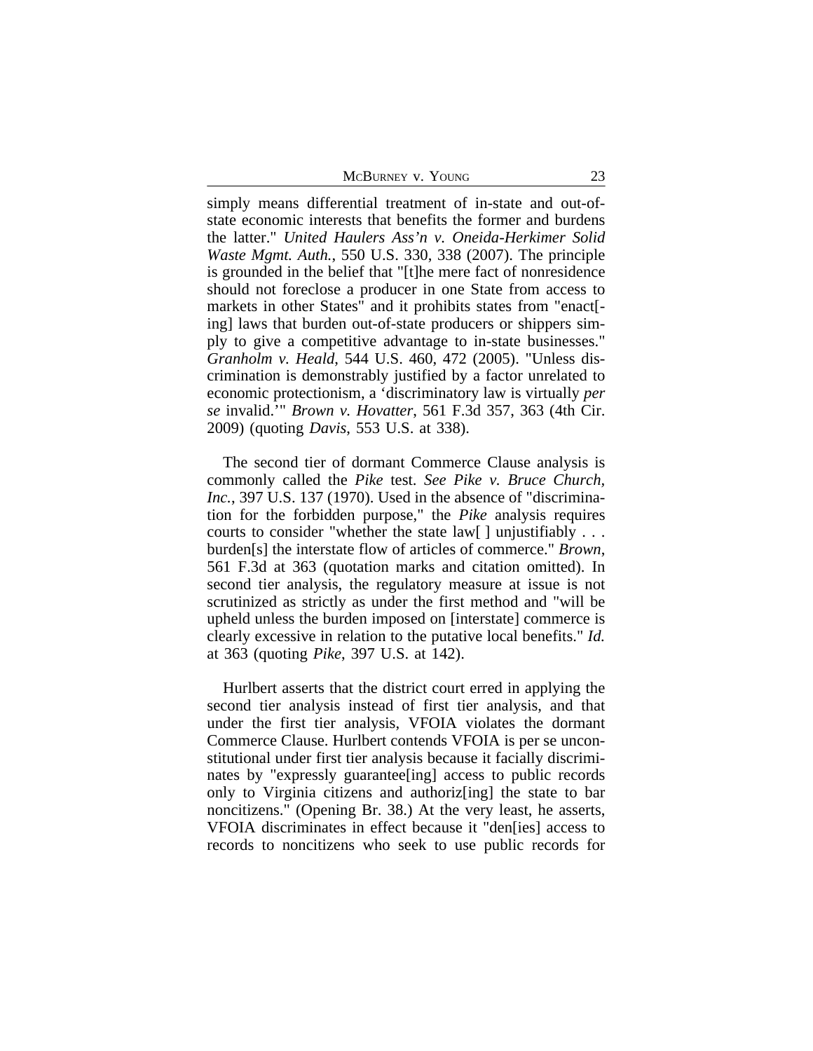simply means differential treatment of in-state and out-of-state economic interests that benefits the former and burdens the latter." *United Haulers Ass'n v. Oneida-Herkimer Solid Waste Mgmt. Auth.*, 550 U.S. 330, 338 (2007). The principle is grounded in the belief that "[t]he mere fact of nonresidence should not foreclose a producer in one State from access to markets in other States" and it prohibits states from "enact[-ing] laws that burden out-of-state producers or shippers simply to give a competitive advantage to in-state businesses." *Granholm v. Heald*, 544 U.S. 460, 472 (2005). "Unless discrimination is demonstrably justified by a factor unrelated to economic protectionism, a 'discriminatory law is virtually *per se* invalid.'" *Brown v. Hovatter*, 561 F.3d 357, 363 (4th Cir. 2009) (quoting *Davis*, 553 U.S. at 338).

The second tier of dormant Commerce Clause analysis is commonly called the *Pike* test. *See Pike v. Bruce Church, Inc.*, 397 U.S. 137 (1970). Used in the absence of "discrimination for the forbidden purpose," the *Pike* analysis requires courts to consider "whether the state law[ ] unjustifiably . . . burden[s] the interstate flow of articles of commerce." *Brown*, 561 F.3d at 363 (quotation marks and citation omitted). In second tier analysis, the regulatory measure at issue is not scrutinized as strictly as under the first method and "will be upheld unless the burden imposed on [interstate] commerce is clearly excessive in relation to the putative local benefits." *Id.* at 363 (quoting *Pike*, 397 U.S. at 142).

Hurlbert asserts that the district court erred in applying the second tier analysis instead of first tier analysis, and that under the first tier analysis, VFOIA violates the dormant Commerce Clause. Hurlbert contends VFOIA is per se unconstitutional under first tier analysis because it facially discriminates by "expressly guarantee[ing] access to public records only to Virginia citizens and authoriz[ing] the state to bar noncitizens." (Opening Br. 38.) At the very least, he asserts, VFOIA discriminates in effect because it "den[ies] access to records to noncitizens who seek to use public records for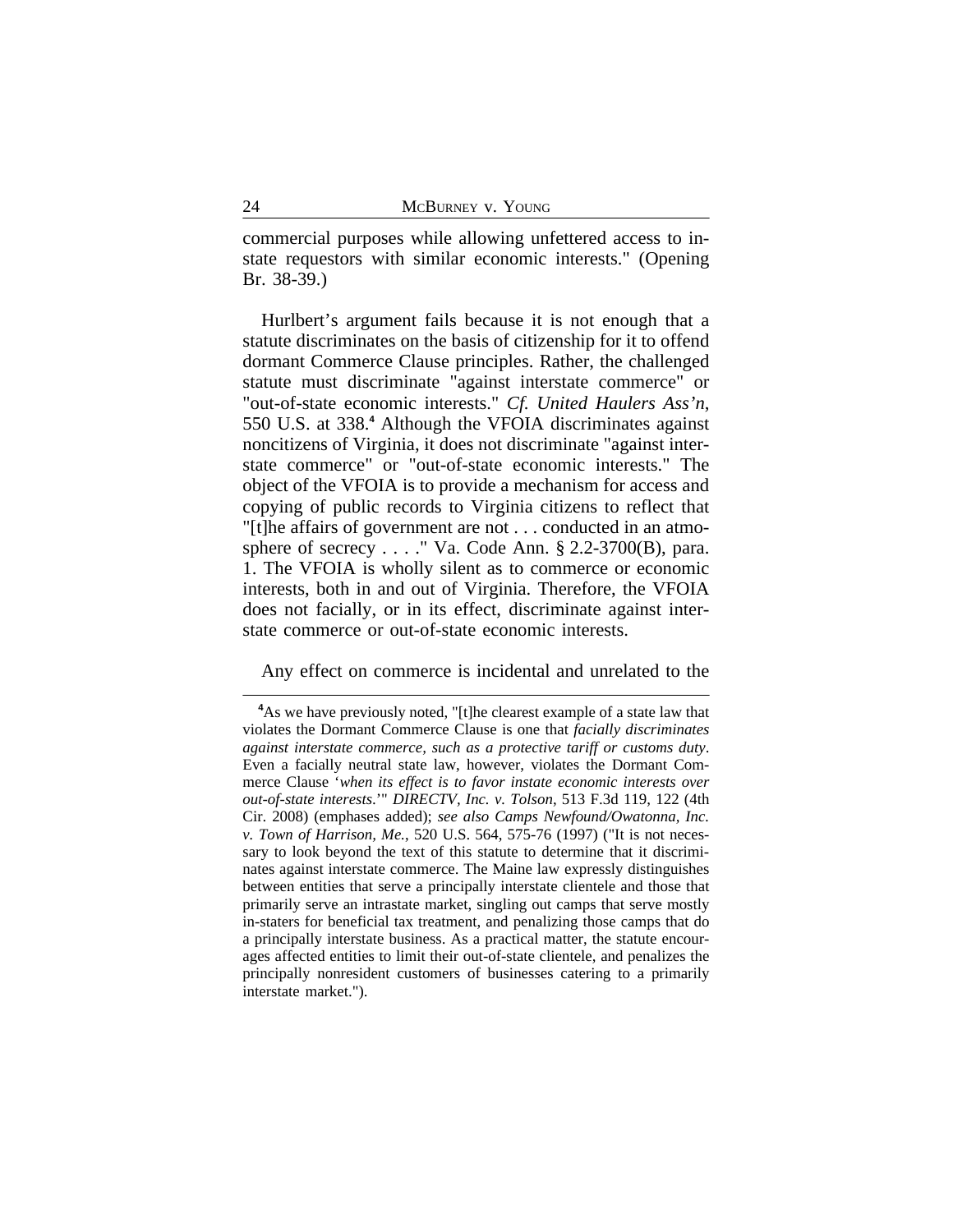commercial purposes while allowing unfettered access to in-state requestors with similar economic interests." (Opening Br. 38-39.)

Hurlbert's argument fails because it is not enough that a statute discriminates on the basis of citizenship for it to offend dormant Commerce Clause principles. Rather, the challenged statute must discriminate "against interstate commerce" or "out-of-state economic interests." *Cf. United Haulers Ass'n*, 550 U.S. at 338.[4] Although the VFOIA discriminates against noncitizens of Virginia, it does not discriminate "against interstate commerce" or "out-of-state economic interests." The object of the VFOIA is to provide a mechanism for access and copying of public records to Virginia citizens to reflect that "[t]he affairs of government are not . . . conducted in an atmosphere of secrecy . . . ." Va. Code Ann. § 2.2-3700(B), para. 1. The VFOIA is wholly silent as to commerce or economic interests, both in and out of Virginia. Therefore, the VFOIA does not facially, or in its effect, discriminate against interstate commerce or out-of-state economic interests.

Any effect on commerce is incidental and unrelated to the

[4]As we have previously noted, "[t]he clearest example of a state law that violates the Dormant Commerce Clause is one that *facially discriminates against interstate commerce, such as a protective tariff or customs duty*. Even a facially neutral state law, however, violates the Dormant Commerce Clause '*when its effect is to favor instate economic interests over out-of-state interests*.'" *DIRECTV, Inc. v. Tolson*, 513 F.3d 119, 122 (4th Cir. 2008) (emphases added); *see also Camps Newfound/Owatonna, Inc. v. Town of Harrison, Me.*, 520 U.S. 564, 575-76 (1997) ("It is not necessary to look beyond the text of this statute to determine that it discriminates against interstate commerce. The Maine law expressly distinguishes between entities that serve a principally interstate clientele and those that primarily serve an intrastate market, singling out camps that serve mostly in-staters for beneficial tax treatment, and penalizing those camps that do a principally interstate business. As a practical matter, the statute encourages affected entities to limit their out-of-state clientele, and penalizes the principally nonresident customers of businesses catering to a primarily interstate market.").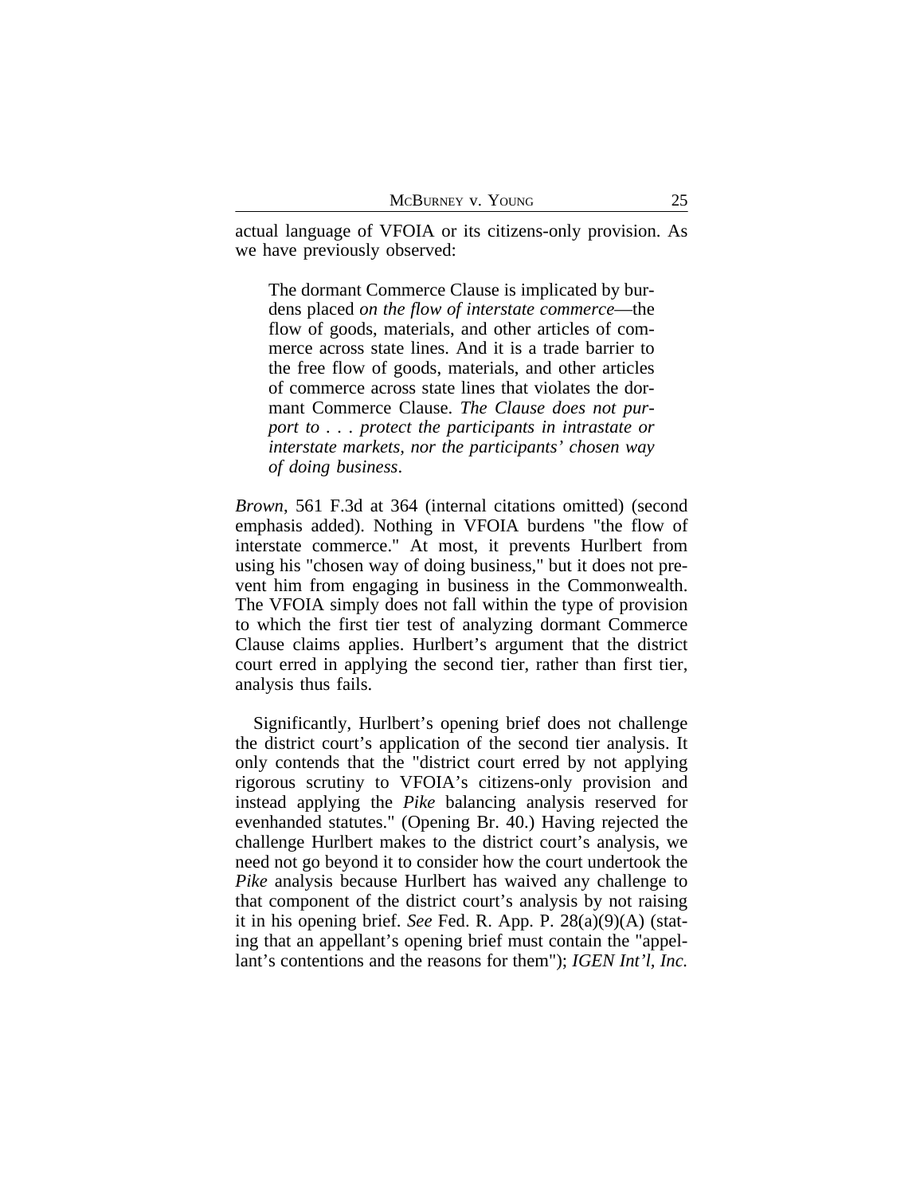actual language of VFOIA or its citizens-only provision. As we have previously observed:

> The dormant Commerce Clause is implicated by burdens placed *on the flow of interstate commerce*—the flow of goods, materials, and other articles of commerce across state lines. And it is a trade barrier to the free flow of goods, materials, and other articles of commerce across state lines that violates the dormant Commerce Clause. *The Clause does not purport to . . . protect the participants in intrastate or interstate markets, nor the participants' chosen way of doing business*.

*Brown*, 561 F.3d at 364 (internal citations omitted) (second emphasis added). Nothing in VFOIA burdens "the flow of interstate commerce." At most, it prevents Hurlbert from using his "chosen way of doing business," but it does not prevent him from engaging in business in the Commonwealth. The VFOIA simply does not fall within the type of provision to which the first tier test of analyzing dormant Commerce Clause claims applies. Hurlbert's argument that the district court erred in applying the second tier, rather than first tier, analysis thus fails.

Significantly, Hurlbert's opening brief does not challenge the district court's application of the second tier analysis. It only contends that the "district court erred by not applying rigorous scrutiny to VFOIA's citizens-only provision and instead applying the *Pike* balancing analysis reserved for evenhanded statutes." (Opening Br. 40.) Having rejected the challenge Hurlbert makes to the district court's analysis, we need not go beyond it to consider how the court undertook the *Pike* analysis because Hurlbert has waived any challenge to that component of the district court's analysis by not raising it in his opening brief. *See* Fed. R. App. P. 28(a)(9)(A) (stating that an appellant's opening brief must contain the "appellant's contentions and the reasons for them"); *IGEN Int'l, Inc.*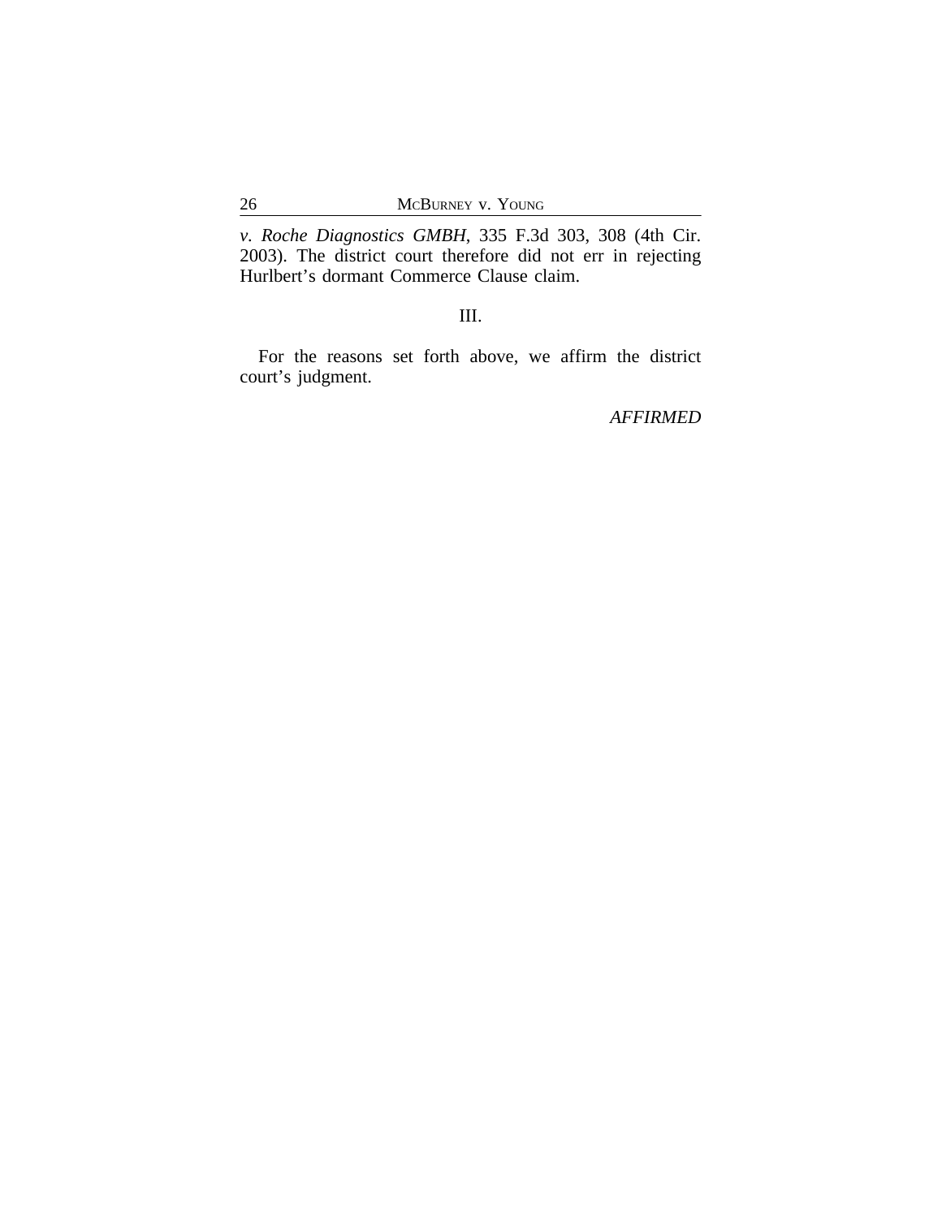*v. Roche Diagnostics GMBH*, 335 F.3d 303, 308 (4th Cir. 2003). The district court therefore did not err in rejecting Hurlbert's dormant Commerce Clause claim.

III.

For the reasons set forth above, we affirm the district court's judgment.

*AFFIRMED*